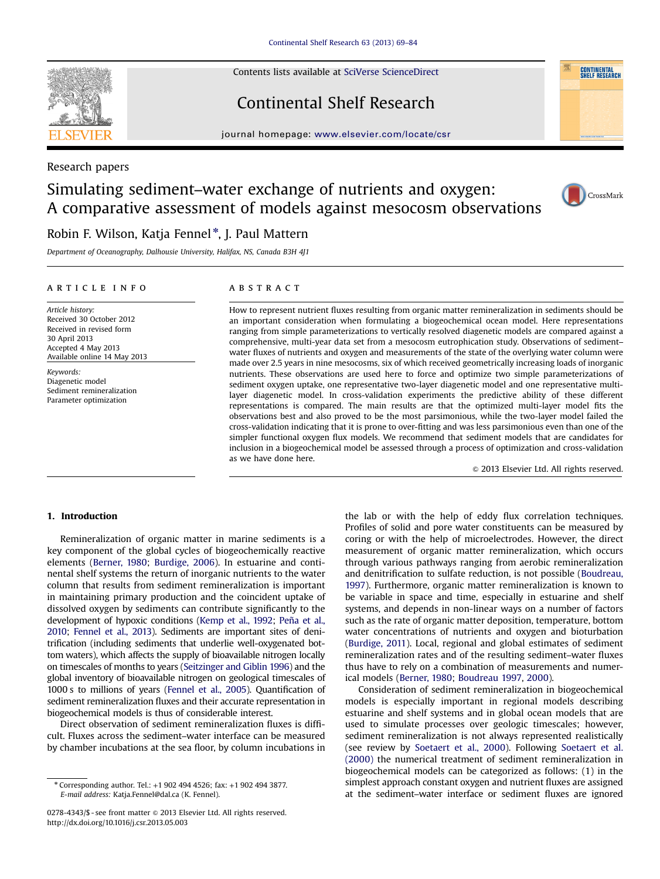Research papers

# Simulating sediment–water exchange of nutrients and oxygen: A comparative assessment of models against mesocosm observations

Robin F. Wilson, Katja Fennel*, J. Paul Mattern

*Department of Oceanography, Dalhousie University, Halifax, NS, Canada B3H 4J1*

## ARTICLE INFO

*Article history:*
Received 30 October 2012
Received in revised form
30 April 2013
Accepted 4 May 2013
Available online 14 May 2013

*Keywords:*
Diagenetic model
Sediment remineralization
Parameter optimization

## ABSTRACT

How to represent nutrient fluxes resulting from organic matter remineralization in sediments should be an important consideration when formulating a biogeochemical ocean model. Here representations ranging from simple parameterizations to vertically resolved diagenetic models are compared against a comprehensive, multi-year data set from a mesocosm eutrophication study. Observations of sediment–water fluxes of nutrients and oxygen and measurements of the state of the overlying water column were made over 2.5 years in nine mesocosms, six of which received geometrically increasing loads of inorganic nutrients. These observations are used here to force and optimize two simple parameterizations of sediment oxygen uptake, one representative two-layer diagenetic model and one representative multi-layer diagenetic model. In cross-validation experiments the predictive ability of these different representations is compared. The main results are that the optimized multi-layer model fits the observations best and also proved to be the most parsimonious, while the two-layer model failed the cross-validation indicating that it is prone to over-fitting and was less parsimonious even than one of the simpler functional oxygen flux models. We recommend that sediment models that are candidates for inclusion in a biogeochemical model be assessed through a process of optimization and cross-validation as we have done here.

© 2013 Elsevier Ltd. All rights reserved.

## 1. Introduction

Remineralization of organic matter in marine sediments is a key component of the global cycles of biogeochemically reactive elements (Berner, 1980; Burdige, 2006). In estuarine and continental shelf systems the return of inorganic nutrients to the water column that results from sediment remineralization is important in maintaining primary production and the coincident uptake of dissolved oxygen by sediments can contribute significantly to the development of hypoxic conditions (Kemp et al., 1992; Peña et al., 2010; Fennel et al., 2013). Sediments are important sites of denitrification (including sediments that underlie well-oxygenated bottom waters), which affects the supply of bioavailable nitrogen locally on timescales of months to years (Seitzinger and Giblin 1996) and the global inventory of bioavailable nitrogen on geological timescales of 1000 s to millions of years (Fennel et al., 2005). Quantification of sediment remineralization fluxes and their accurate representation in biogeochemical models is thus of considerable interest.

Direct observation of sediment remineralization fluxes is difficult. Fluxes across the sediment–water interface can be measured by chamber incubations at the sea floor, by column incubations in the lab or with the help of eddy flux correlation techniques. Profiles of solid and pore water constituents can be measured by coring or with the help of microelectrodes. However, the direct measurement of organic matter remineralization, which occurs through various pathways ranging from aerobic remineralization and denitrification to sulfate reduction, is not possible (Boudreau, 1997). Furthermore, organic matter remineralization is known to be variable in space and time, especially in estuarine and shelf systems, and depends in non-linear ways on a number of factors such as the rate of organic matter deposition, temperature, bottom water concentrations of nutrients and oxygen and bioturbation (Burdige, 2011). Local, regional and global estimates of sediment remineralization rates and of the resulting sediment–water fluxes thus have to rely on a combination of measurements and numerical models (Berner, 1980; Boudreau 1997, 2000).

Consideration of sediment remineralization in biogeochemical models is especially important in regional models describing estuarine and shelf systems and in global ocean models that are used to simulate processes over geologic timescales; however, sediment remineralization is not always represented realistically (see review by Soetaert et al., 2000). Following Soetaert et al. (2000) the numerical treatment of sediment remineralization in biogeochemical models can be categorized as follows: (1) in the simplest approach constant oxygen and nutrient fluxes are assigned at the sediment–water interface or sediment fluxes are ignored

---

* Corresponding author. Tel.: +1 902 494 4526; fax: +1 902 494 3877.
*E-mail address:* Katja.Fennel@dal.ca (K. Fennel).

0278-4343/$ - see front matter © 2013 Elsevier Ltd. All rights reserved.
http://dx.doi.org/10.1016/j.csr.2013.05.003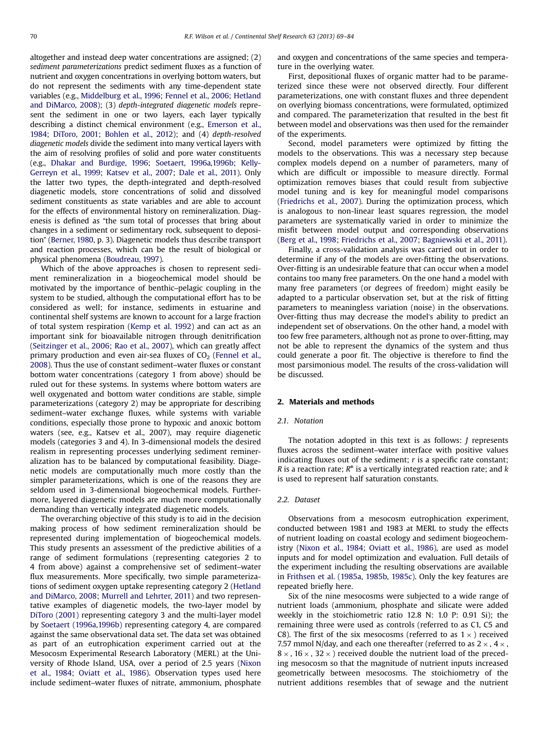altogether and instead deep water concentrations are assigned; (2) *sediment parameterizations* predict sediment fluxes as a function of nutrient and oxygen concentrations in overlying bottom waters, but do not represent the sediments with any time-dependent state variables (e.g., Middelburg et al., 1996; Fennel et al., 2006; Hetland and DiMarco, 2008); (3) *depth-integrated diagenetic models* represent the sediment in one or two layers, each layer typically describing a distinct chemical environment (e.g., Emerson et al., 1984; DiToro, 2001; Bohlen et al., 2012); and (4) *depth-resolved diagenetic models* divide the sediment into many vertical layers with the aim of resolving profiles of solid and pore water constituents (e.g., Dhakar and Burdige, 1996; Soetaert, 1996a,1996b; Kelly-Gerreyn et al., 1999; Katsev et al., 2007; Dale et al., 2011). Only the latter two types, the depth-integrated and depth-resolved diagenetic models, store concentrations of solid and dissolved sediment constituents as state variables and are able to account for the effects of environmental history on remineralization. Diagenesis is defined as "the sum total of processes that bring about changes in a sediment or sedimentary rock, subsequent to deposition" (Berner, 1980, p. 3). Diagenetic models thus describe transport and reaction processes, which can be the result of biological or physical phenomena (Boudreau, 1997).

Which of the above approaches is chosen to represent sediment remineralization in a biogeochemical model should be motivated by the importance of benthic–pelagic coupling in the system to be studied, although the computational effort has to be considered as well; for instance, sediments in estuarine and continental shelf systems are known to account for a large fraction of total system respiration (Kemp et al. 1992) and can act as an important sink for bioavailable nitrogen through denitrification (Seitzinger et al., 2006; Rao et al., 2007), which can greatly affect primary production and even air-sea fluxes of $CO_2$ (Fennel et al., 2008). Thus the use of constant sediment–water fluxes or constant bottom water concentrations (category 1 from above) should be ruled out for these systems. In systems where bottom waters are well oxygenated and bottom water conditions are stable, simple parameterizations (category 2) may be appropriate for describing sediment–water exchange fluxes, while systems with variable conditions, especially those prone to hypoxic and anoxic bottom waters (see, e.g., Katsev et al., 2007), may require diagenetic models (categories 3 and 4). In 3-dimensional models the desired realism in representing processes underlying sediment remineralization has to be balanced by computational feasibility. Diagenetic models are computationally much more costly than the simpler parameterizations, which is one of the reasons they are seldom used in 3-dimensional biogeochemical models. Furthermore, layered diagenetic models are much more computationally demanding than vertically integrated diagenetic models.

The overarching objective of this study is to aid in the decision making process of how sediment remineralization should be represented during implementation of biogeochemical models. This study presents an assessment of the predictive abilities of a range of sediment formulations (representing categories 2 to 4 from above) against a comprehensive set of sediment–water flux measurements. More specifically, two simple parameterizations of sediment oxygen uptake representing category 2 (Hetland and DiMarco, 2008; Murrell and Lehrter, 2011) and two representative examples of diagenetic models, the two-layer model by DiToro (2001) representing category 3 and the multi-layer model by Soetaert (1996a,1996b) representing category 4, are compared against the same observational data set. The data set was obtained as part of an eutrophication experiment carried out at the Mesocosm Experimental Research Laboratory (MERL) at the University of Rhode Island, USA, over a period of 2.5 years (Nixon et al., 1984; Oviatt et al., 1986). Observation types used here include sediment–water fluxes of nitrate, ammonium, phosphate and oxygen and concentrations of the same species and temperature in the overlying water.

First, depositional fluxes of organic matter had to be parameterized since these were not observed directly. Four different parameterizations, one with constant fluxes and three dependent on overlying biomass concentrations, were formulated, optimized and compared. The parameterization that resulted in the best fit between model and observations was then used for the remainder of the experiments.

Second, model parameters were optimized by fitting the models to the observations. This was a necessary step because complex models depend on a number of parameters, many of which are difficult or impossible to measure directly. Formal optimization removes biases that could result from subjective model tuning and is key for meaningful model comparisons (Friedrichs et al., 2007). During the optimization process, which is analogous to non-linear least squares regression, the model parameters are systematically varied in order to minimize the misfit between model output and corresponding observations (Berg et al., 1998; Friedrichs et al., 2007; Bagniewski et al., 2011).

Finally, a cross-validation analysis was carried out in order to determine if any of the models are over-fitting the observations. Over-fitting is an undesirable feature that can occur when a model contains too many free parameters. On the one hand a model with many free parameters (or degrees of freedom) might easily be adapted to a particular observation set, but at the risk of fitting parameters to meaningless variation (noise) in the observations. Over-fitting thus may decrease the model's ability to predict an independent set of observations. On the other hand, a model with too few free parameters, although not as prone to over-fitting, may not be able to represent the dynamics of the system and thus could generate a poor fit. The objective is therefore to find the most parsimonious model. The results of the cross-validation will be discussed.

## 2. Materials and methods

### 2.1. Notation

The notation adopted in this text is as follows: $J$ represents fluxes across the sediment–water interface with positive values indicating fluxes out of the sediment; $r$ is a specific rate constant; $R$ is a reaction rate; $R^*$ is a vertically integrated reaction rate; and $k$ is used to represent half saturation constants.

### 2.2. Dataset

Observations from a mesocosm eutrophication experiment, conducted between 1981 and 1983 at MERL to study the effects of nutrient loading on coastal ecology and sediment biogeochemistry (Nixon et al., 1984; Oviatt et al., 1986), are used as model inputs and for model optimization and evaluation. Full details of the experiment including the resulting observations are available in Frithsen et al. (1985a, 1985b, 1985c). Only the key features are repeated briefly here.

Six of the nine mesocosms were subjected to a wide range of nutrient loads (ammonium, phosphate and silicate were added weekly in the stoichiometric ratio 12.8 N: 1.0 P: 0.91 Si); the remaining three were used as controls (referred to as C1, C5 and C8). The first of the six mesocosms (referred to as $1\times$) received 7.57 mmol N/day, and each one thereafter (referred to as $2\times$, $4\times$, $8\times$, $16\times$, $32\times$) received double the nutrient load of the preceding mesocosm so that the magnitude of nutrient inputs increased geometrically between mesocosms. The stoichiometry of the nutrient additions resembles that of sewage and the nutrient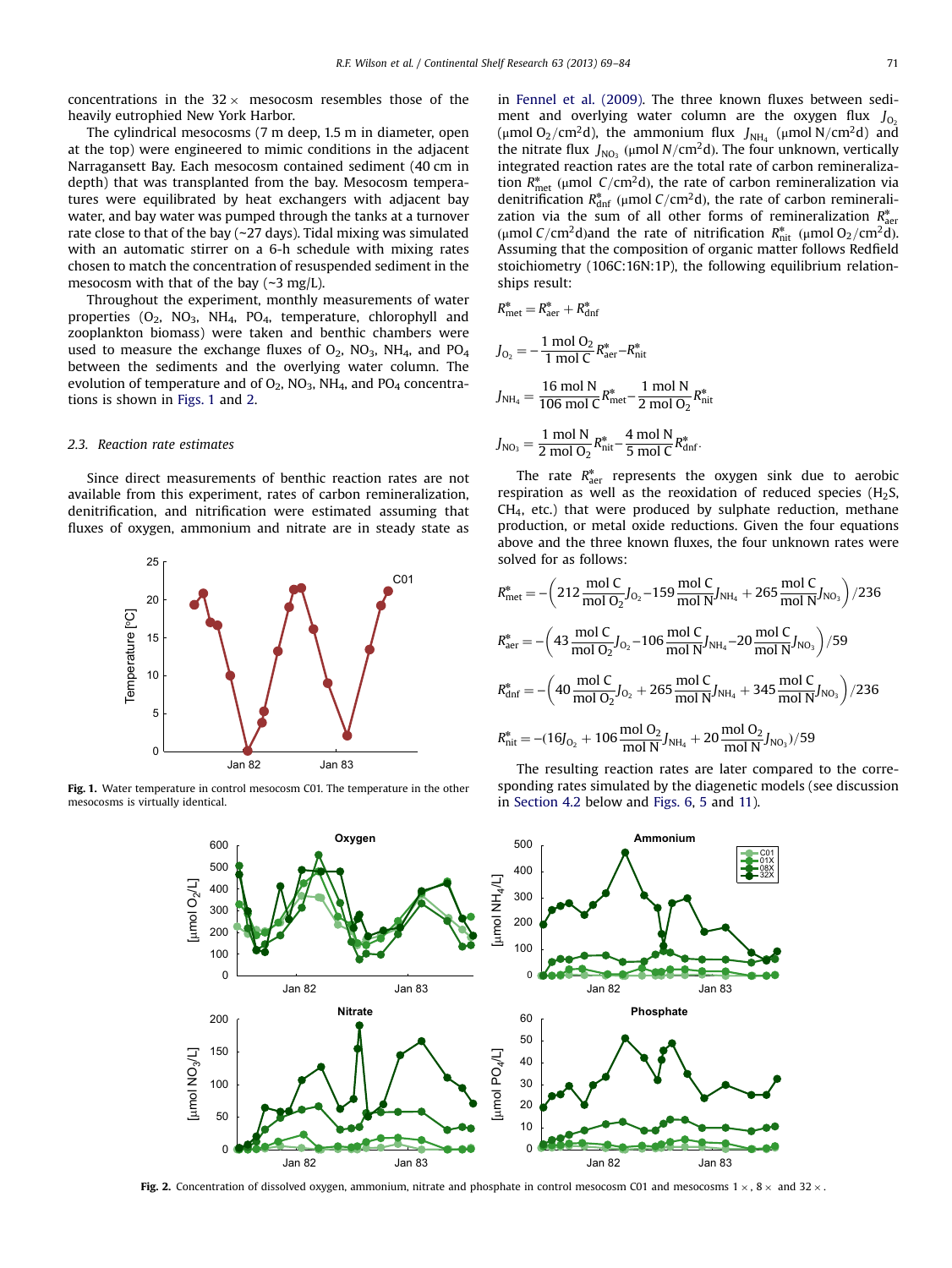concentrations in the $32\times$ mesocosm resembles those of the heavily eutrophied New York Harbor.

The cylindrical mesocosms (7 m deep, 1.5 m in diameter, open at the top) were engineered to mimic conditions in the adjacent Narragansett Bay. Each mesocosm contained sediment (40 cm in depth) that was transplanted from the bay. Mesocosm temperatures were equilibrated by heat exchangers with adjacent bay water, and bay water was pumped through the tanks at a turnover rate close to that of the bay (~27 days). Tidal mixing was simulated with an automatic stirrer on a 6-h schedule with mixing rates chosen to match the concentration of resuspended sediment in the mesocosm with that of the bay (~3 mg/L).

Throughout the experiment, monthly measurements of water properties ($O_2$, $NO_3$, $NH_4$, $PO_4$, temperature, chlorophyll and zooplankton biomass) were taken and benthic chambers were used to measure the exchange fluxes of $O_2$, $NO_3$, $NH_4$, and $PO_4$ between the sediments and the overlying water column. The evolution of temperature and of $O_2$, $NO_3$, $NH_4$, and $PO_4$ concentrations is shown in Figs. 1 and 2.

### 2.3. Reaction rate estimates

Since direct measurements of benthic reaction rates are not available from this experiment, rates of carbon remineralization, denitrification, and nitrification were estimated assuming that fluxes of oxygen, ammonium and nitrate are in steady state as in Fennel et al. (2009). The three known fluxes between sediment and overlying water column are the oxygen flux $J_{O_2}$ ($\mu$mol $O_2$/cm$^2$d), the ammonium flux $J_{NH_4}$ ($\mu$mol N/cm$^2$d) and the nitrate flux $J_{NO_3}$ ($\mu$mol $N$/cm$^2$d). The four unknown, vertically integrated reaction rates are the total rate of carbon remineralization $R^*_{met}$ ($\mu$mol $C$/cm$^2$d), the rate of carbon remineralization via denitrification $R^*_{dnf}$ ($\mu$mol $C$/cm$^2$d), the rate of carbon remineralization via the sum of all other forms of remineralization $R^*_{aer}$ ($\mu$mol $C$/cm$^2$d)and the rate of nitrification $R^*_{nit}$ ($\mu$mol $O_2$/cm$^2$d). Assuming that the composition of organic matter follows Redfield stoichiometry (106C:16N:1P), the following equilibrium relationships result:

$$R^*_{met} = R^*_{aer} + R^*_{dnf}$$

$$J_{O_2} = -\frac{1\ \text{mol O2}}{1\ \text{mol C}} R^*_{aer} - R^*_{nit}$$

$$J_{NH_4} = \frac{16\ \text{mol N}}{106\ \text{mol C}} R^*_{met} - \frac{1\ \text{mol N}}{2\ \text{mol O}_2} R^*_{nit}$$

$$J_{NO_3} = \frac{1\ \text{mol N}}{2\ \text{mol O}_2} R^*_{nit} - \frac{4\ \text{mol N}}{5\ \text{mol C}} R^*_{dnf}.$$

The rate $R^*_{aer}$ represents the oxygen sink due to aerobic respiration as well as the reoxidation of reduced species ($H_2S$, $CH_4$, etc.) that were produced by sulphate reduction, methane production, or metal oxide reductions. Given the four equations above and the three known fluxes, the four unknown rates were solved for as follows:

$$R^*_{met} = -\left(212\frac{\text{mol C}}{\text{mol O}_2}J_{O_2} - 159\frac{\text{mol C}}{\text{mol N}}J_{NH_4} + 265\frac{\text{mol C}}{\text{mol N}}J_{NO_3}\right)/236$$

$$R^*_{aer} = -\left(43\frac{\text{mol C}}{\text{mol O}_2}J_{O_2} - 106\frac{\text{mol C}}{\text{mol N}}J_{NH_4} - 20\frac{\text{mol C}}{\text{mol N}}J_{NO_3}\right)/59$$

$$R^*_{dnf} = -\left(40\frac{\text{mol C}}{\text{mol O}_2}J_{O_2} + 265\frac{\text{mol C}}{\text{mol N}}J_{NH_4} + 345\frac{\text{mol C}}{\text{mol N}}J_{NO_3}\right)/236$$

$$R^*_{nit} = -(16J_{O_2} + 106\frac{\text{mol O}_2}{\text{mol N}}J_{NH_4} + 20\frac{\text{mol O}_2}{\text{mol N}}J_{NO_3})/59$$

The resulting reaction rates are later compared to the corresponding rates simulated by the diagenetic models (see discussion in Section 4.2 below and Figs. 6, 5 and 11).

**Fig. 1.** Water temperature in control mesocosm C01. The temperature in the other mesocosms is virtually identical.

**Fig. 2.** Concentration of dissolved oxygen, ammonium, nitrate and phosphate in control mesocosm C01 and mesocosms $1\times$, $8\times$ and $32\times$.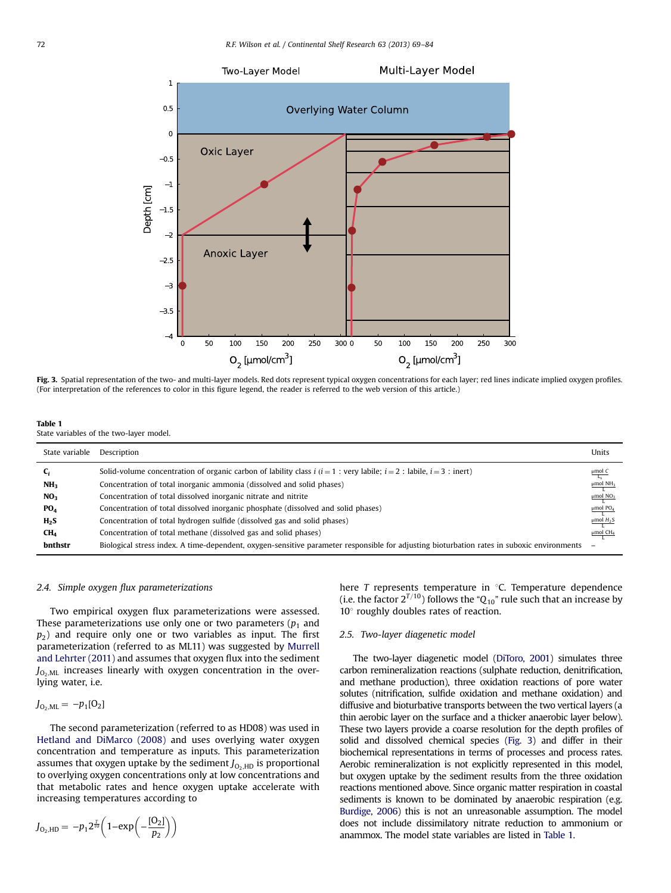Fig. 3. Spatial representation of the two- and multi-layer models. Red dots represent typical oxygen concentrations for each layer; red lines indicate implied oxygen profiles. (For interpretation of the references to color in this figure legend, the reader is referred to the web version of this article.)

**Table 1**
State variables of the two-layer model.

| State variable | Description | Units |
|---|---|---|
| $\mathbf{C}_i$ | Solid-volume concentration of organic carbon of lability class $i$ ($i=1$ : very labile; $i=2$ : labile, $i=3$ : inert) | $\frac{\mu mol\ C}{L_s}$ |
| $\mathbf{NH_3}$ | Concentration of total inorganic ammonia (dissolved and solid phases) | $\frac{\mu mol\ NH_3}{L}$ |
| $\mathbf{NO_3}$ | Concentration of total dissolved inorganic nitrate and nitrite | $\frac{\mu mol\ NO_3}{L}$ |
| $\mathbf{PO_4}$ | Concentration of total dissolved inorganic phosphate (dissolved and solid phases) | $\frac{\mu mol\ PO_4}{L}$ |
| $\mathbf{H_2S}$ | Concentration of total hydrogen sulfide (dissolved gas and solid phases) | $\frac{\mu mol\ H_2S}{L}$ |
| $\mathbf{CH_4}$ | Concentration of total methane (dissolved gas and solid phases) | $\frac{\mu mol\ CH_4}{L}$ |
| **bnthstr** | Biological stress index. A time-dependent, oxygen-sensitive parameter responsible for adjusting bioturbation rates in suboxic environments | – |

### 2.4. Simple oxygen flux parameterizations

Two empirical oxygen flux parameterizations were assessed. These parameterizations use only one or two parameters ($p_1$ and $p_2$) and require only one or two variables as input. The first parameterization (referred to as ML11) was suggested by Murrell and Lehrter (2011) and assumes that oxygen flux into the sediment $J_{O_2,ML}$ increases linearly with oxygen concentration in the overlying water, i.e.

$$J_{O_2,ML} = -p_1[O_2]$$

The second parameterization (referred to as HD08) was used in Hetland and DiMarco (2008) and uses overlying water oxygen concentration and temperature as inputs. This parameterization assumes that oxygen uptake by the sediment $J_{O_2,HD}$ is proportional to overlying oxygen concentrations only at low concentrations and that metabolic rates and hence oxygen uptake accelerate with increasing temperatures according to

$$J_{O_2,HD} = -p_1 2^{\frac{T}{10}}\left(1-\exp\left(-\frac{[O_2]}{p_2}\right)\right)$$

here $T$ represents temperature in °C. Temperature dependence (i.e. the factor $2^{T/10}$) follows the "$Q_{10}$" rule such that an increase by 10° roughly doubles rates of reaction.

### 2.5. Two-layer diagenetic model

The two-layer diagenetic model (DiToro, 2001) simulates three carbon remineralization reactions (sulphate reduction, denitrification, and methane production), three oxidation reactions of pore water solutes (nitrification, sulfide oxidation and methane oxidation) and diffusive and bioturbative transports between the two vertical layers (a thin aerobic layer on the surface and a thicker anaerobic layer below). These two layers provide a coarse resolution for the depth profiles of solid and dissolved chemical species (Fig. 3) and differ in their biochemical representations in terms of processes and process rates. Aerobic remineralization is not explicitly represented in this model, but oxygen uptake by the sediment results from the three oxidation reactions mentioned above. Since organic matter respiration in coastal sediments is known to be dominated by anaerobic respiration (e.g. Burdige, 2006) this is not an unreasonable assumption. The model does not include dissimilatory nitrate reduction to ammonium or anammox. The model state variables are listed in Table 1.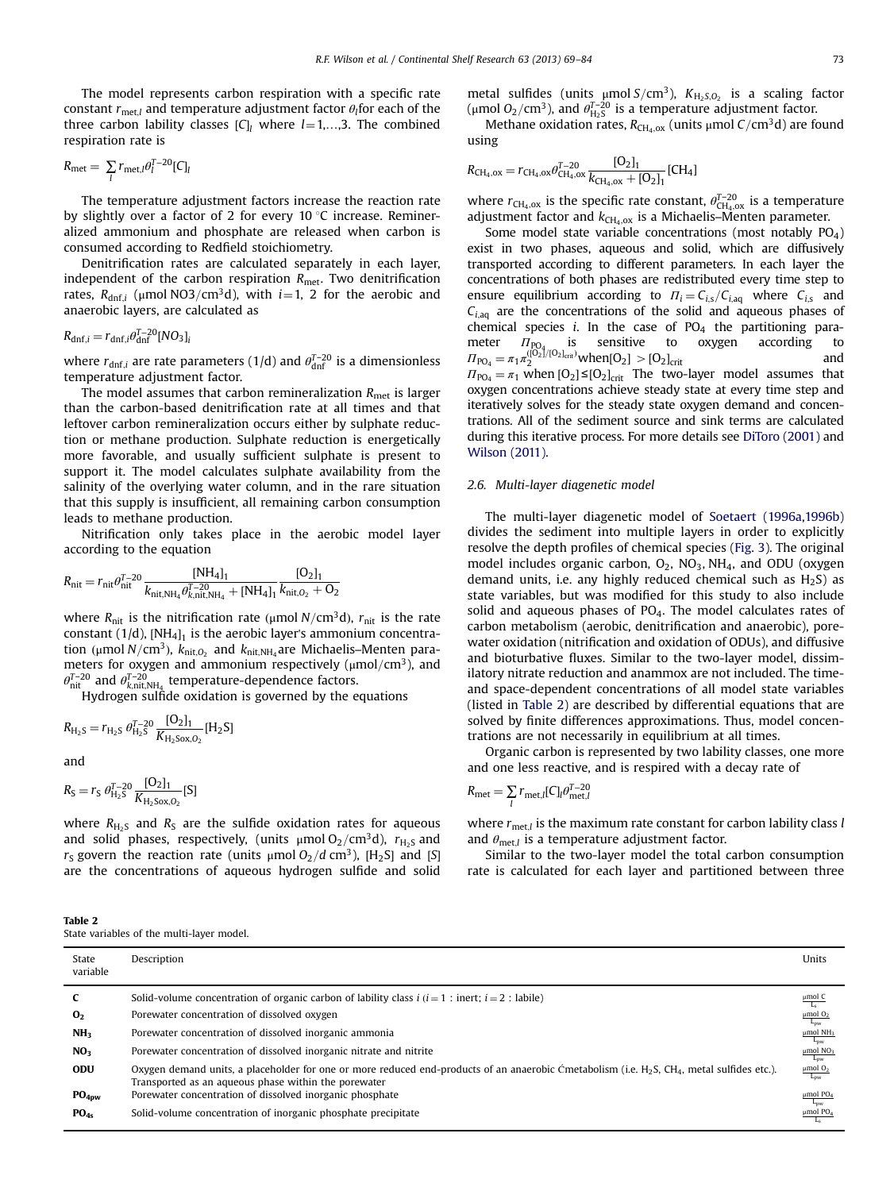The model represents carbon respiration with a specific rate constant $r_{met,l}$ and temperature adjustment factor $\theta_l$ for each of the three carbon lability classes $[C]_l$ where $l=1,...,3$. The combined respiration rate is

$$R_{met} = \sum_l r_{met,l} \theta_l^{T-20} [C]_l$$

The temperature adjustment factors increase the reaction rate by slightly over a factor of 2 for every 10 °C increase. Remineralized ammonium and phosphate are released when carbon is consumed according to Redfield stoichiometry.

Denitrification rates are calculated separately in each layer, independent of the carbon respiration $R_{met}$. Two denitrification rates, $R_{dnf,i}$ (μmol $NO3/cm^3$d), with $i=1$, 2 for the aerobic and anaerobic layers, are calculated as

$$R_{dnf,i} = r_{dnf,i} \theta_{dnf}^{T-20} [NO_3]_i$$

where $r_{dnf,i}$ are rate parameters (1/d) and $\theta_{dnf}^{T-20}$ is a dimensionless temperature adjustment factor.

The model assumes that carbon remineralization $R_{met}$ is larger than the carbon-based denitrification rate at all times and that leftover carbon remineralization occurs either by sulphate reduction or methane production. Sulphate reduction is energetically more favorable, and usually sufficient sulphate is present to support it. The model calculates sulphate availability from the salinity of the overlying water column, and in the rare situation that this supply is insufficient, all remaining carbon consumption leads to methane production.

Nitrification only takes place in the aerobic model layer according to the equation

$$R_{nit} = r_{nit} \theta_{nit}^{T-20} \frac{[NH_4]_1}{k_{nit,NH_4} \theta_{k,nit,NH_4}^{T-20} + [NH_4]_1} \frac{[O_2]_1}{k_{nit,O_2} + O_2}$$

where $R_{nit}$ is the nitrification rate (μmol $N/cm^3$d), $r_{nit}$ is the rate constant (1/d), $[NH_4]_1$ is the aerobic layer's ammonium concentration (μmol $N/cm^3$), $k_{nit,O_2}$ and $k_{nit,NH_4}$ are Michaelis–Menten parameters for oxygen and ammonium respectively (μmol/cm³), and $\theta_{nit}^{T-20}$ and $\theta_{k,nit,NH_4}^{T-20}$ temperature-dependence factors.

Hydrogen sulfide oxidation is governed by the equations

$$R_{H_2S} = r_{H_2S} \, \theta_{H_2S}^{T-20} \frac{[O_2]_1}{K_{H_2Sox,O_2}} [H_2S]$$

and

$$R_S = r_S \, \theta_{H_2S}^{T-20} \frac{[O_2]_1}{K_{H_2Sox,O_2}} [S]$$

where $R_{H_2S}$ and $R_S$ are the sulfide oxidation rates for aqueous and solid phases, respectively, (units μmol $O_2/cm^3$d), $r_{H_2S}$ and $r_S$ govern the reaction rate (units μmol $O_2/d$ cm³), $[H_2S]$ and $[S]$ are the concentrations of aqueous hydrogen sulfide and solid metal sulfides (units μmol $S/cm^3$), $K_{H_2S,O_2}$ is a scaling factor (μmol $O_2/cm^3$), and $\theta_{H_2S}^{T-20}$ is a temperature adjustment factor.

Methane oxidation rates, $R_{CH_4,ox}$ (units μmol $C/cm^3$d) are found using

$$R_{CH_4,ox} = r_{CH_4,ox} \theta_{CH_4,ox}^{T-20} \frac{[O_2]_1}{k_{CH_4,ox} + [O_2]_1} [CH_4]$$

where $r_{CH_4,ox}$ is the specific rate constant, $\theta_{CH_4,ox}^{T-20}$ is a temperature adjustment factor and $k_{CH_4,ox}$ is a Michaelis–Menten parameter.

Some model state variable concentrations (most notably $PO_4$) exist in two phases, aqueous and solid, which are diffusively transported according to different parameters. In each layer the concentrations of both phases are redistributed every time step to ensure equilibrium according to $\Pi_i = C_{i,s}/C_{i,aq}$ where $C_{i,s}$ and $C_{i,aq}$ are the concentrations of the solid and aqueous phases of chemical species $i$. In the case of $PO_4$ the partitioning parameter $\Pi_{PO_4}$ is sensitive to oxygen according to $\Pi_{PO_4} = \pi_1 \pi_2^{([O_2]/[O_2]_{crit})}$ when $[O_2] > [O_2]_{crit}$ and $\Pi_{PO_4} = \pi_1$ when $[O_2] \le [O_2]_{crit}$ The two-layer model assumes that oxygen concentrations achieve steady state at every time step and iteratively solves for the steady state oxygen demand and concentrations. All of the sediment source and sink terms are calculated during this iterative process. For more details see DiToro (2001) and Wilson (2011).

### 2.6. Multi-layer diagenetic model

The multi-layer diagenetic model of Soetaert (1996a,1996b) divides the sediment into multiple layers in order to explicitly resolve the depth profiles of chemical species (Fig. 3). The original model includes organic carbon, $O_2$, $NO_3$, $NH_4$, and ODU (oxygen demand units, i.e. any highly reduced chemical such as $H_2S$) as state variables, but was modified for this study to also include solid and aqueous phases of $PO_4$. The model calculates rates of carbon metabolism (aerobic, denitrification and anaerobic), porewater oxidation (nitrification and oxidation of ODUs), and diffusive and bioturbative fluxes. Similar to the two-layer model, dissimilatory nitrate reduction and anammox are not included. The time- and space-dependent concentrations of all model state variables (listed in Table 2) are described by differential equations that are solved by finite differences approximations. Thus, model concentrations are not necessarily in equilibrium at all times.

Organic carbon is represented by two lability classes, one more and one less reactive, and is respired with a decay rate of

$$R_{met} = \sum_l r_{met,l} [C]_l \theta_{met,l}^{T-20}$$

where $r_{met,l}$ is the maximum rate constant for carbon lability class $l$ and $\theta_{met,l}$ is a temperature adjustment factor.

Similar to the two-layer model the total carbon consumption rate is calculated for each layer and partitioned between three

**Table 2**
State variables of the multi-layer model.

| State variable | Description | Units |
|---|---|---|
| **C** | Solid-volume concentration of organic carbon of lability class $i$ ($i=1$ : inert; $i=2$ : labile) | $\frac{\mu mol\ C}{L_s}$ |
| $\mathbf{O_2}$ | Porewater concentration of dissolved oxygen | $\frac{\mu mol\ O_2}{L_{pw}}$ |
| $\mathbf{NH_3}$ | Porewater concentration of dissolved inorganic ammonia | $\frac{\mu mol\ NH_3}{L_{pw}}$ |
| $\mathbf{NO_3}$ | Porewater concentration of dissolved inorganic nitrate and nitrite | $\frac{\mu mol\ NO_3}{L_{pw}}$ |
| **ODU** | Oxygen demand units, a placeholder for one or more reduced end-products of an anaerobic Ćmetabolism (i.e. $H_2S$, $CH_4$, metal sulfides etc.). Transported as an aqueous phase within the porewater | $\frac{\mu mol\ O_2}{L_{pw}}$ |
| $\mathbf{PO_{4pw}}$ | Porewater concentration of dissolved inorganic phosphate | $\frac{\mu mol\ PO_4}{L_{pw}}$ |
| $\mathbf{PO_{4s}}$ | Solid-volume concentration of inorganic phosphate precipitate | $\frac{\mu mol\ PO_4}{L_s}$ |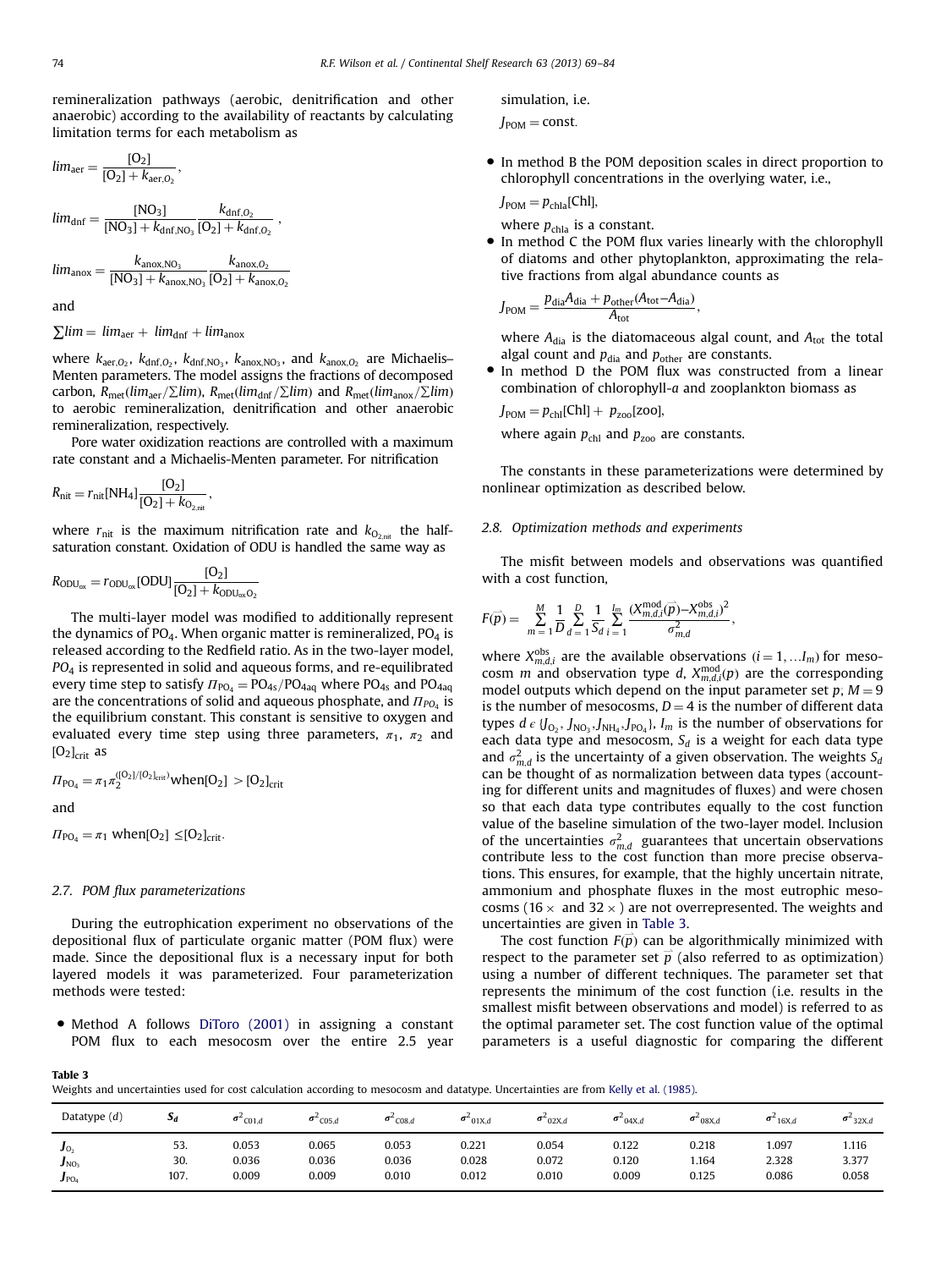remineralization pathways (aerobic, denitrification and other anaerobic) according to the availability of reactants by calculating limitation terms for each metabolism as

$$lim_{\text{aer}} = \frac{[\text{O}_2]}{[\text{O}_2] + k_{\text{aer,O}_2}},$$

$$lim_{\text{dnf}} = \frac{[\text{NO}_3]}{[\text{NO}_3] + k_{\text{dnf,NO}_3}} \frac{k_{\text{dnf,O}_2}}{[\text{O}_2] + k_{\text{dnf,O}_2}},$$

$$lim_{\text{anox}} = \frac{k_{\text{anox,NO}_3}}{[\text{NO}_3] + k_{\text{anox,NO}_3}} \frac{k_{\text{anox,O}_2}}{[\text{O}_2] + k_{\text{anox,O}_2}}$$

and

$$\sum lim = lim_{\text{aer}} + lim_{\text{dnf}} + lim_{\text{anox}}$$

where $k_{\text{aer,O}_2}$, $k_{\text{dnf,O}_2}$, $k_{\text{dnf,NO}_3}$, $k_{\text{anox,NO}_3}$, and $k_{\text{anox,O}_2}$ are Michaelis–Menten parameters. The model assigns the fractions of decomposed carbon, $R_{\text{met}}(lim_{\text{aer}}/\sum lim)$, $R_{\text{met}}(lim_{\text{dnf}}/\sum lim)$ and $R_{\text{met}}(lim_{\text{anox}}/\sum lim)$ to aerobic remineralization, denitrification and other anaerobic remineralization, respectively.

Pore water oxidization reactions are controlled with a maximum rate constant and a Michaelis-Menten parameter. For nitrification

$$R_{\text{nit}} = r_{\text{nit}}[\text{NH}_4]\frac{[\text{O}_2]}{[\text{O}_2] + k_{\text{O}_{2,\text{nit}}}},$$

where $r_{\text{nit}}$ is the maximum nitrification rate and $k_{\text{O}_{2,\text{nit}}}$ the half-saturation constant. Oxidation of ODU is handled the same way as

$$R_{\text{ODU}_{\text{ox}}} = r_{\text{ODU}_{\text{ox}}}[\text{ODU}]\frac{[\text{O}_2]}{[\text{O}_2] + k_{\text{ODU}_{\text{ox}}\text{O}_2}}$$

The multi-layer model was modified to additionally represent the dynamics of $PO_4$. When organic matter is remineralized, $PO_4$ is released according to the Redfield ratio. As in the two-layer model, *$PO_4$* is represented in solid and aqueous forms, and re-equilibrated every time step to satisfy $\Pi_{\text{PO}_4} = \text{PO}_{4\text{s}}/\text{PO}_{4\text{aq}}$ where $PO_{4s}$ and $PO_{4aq}$ are the concentrations of solid and aqueous phosphate, and $\Pi_{\text{PO}_4}$ is the equilibrium constant. This constant is sensitive to oxygen and evaluated every time step using three parameters, $\pi_1$, $\pi_2$ and $[\text{O}_2]_{\text{crit}}$ as

$$\Pi_{\text{PO}_4} = \pi_1 \pi_2^{([\text{O}_2]/[\text{O}_2]_{\text{crit}})} \text{when}[\text{O}_2] > [\text{O}_2]_{\text{crit}}$$

and

$$\Pi_{\text{PO}_4} = \pi_1 \text{ when}[\text{O}_2] \leq [\text{O}_2]_{\text{crit}}.$$

### 2.7. POM flux parameterizations

During the eutrophication experiment no observations of the depositional flux of particulate organic matter (POM flux) were made. Since the depositional flux is a necessary input for both layered models it was parameterized. Four parameterization methods were tested:

- Method A follows DiToro (2001) in assigning a constant POM flux to each mesocosm over the entire 2.5 year simulation, i.e.

  $J_{\text{POM}} = \text{const}.$

- In method B the POM deposition scales in direct proportion to chlorophyll concentrations in the overlying water, i.e.,

  $J_{\text{POM}} = p_{\text{chla}}[\text{Chl}],$

  where $p_{\text{chla}}$ is a constant.
- In method C the POM flux varies linearly with the chlorophyll of diatoms and other phytoplankton, approximating the relative fractions from algal abundance counts as

  $J_{\text{POM}} = \dfrac{p_{\text{dia}}A_{\text{dia}} + p_{\text{other}}(A_{\text{tot}} - A_{\text{dia}})}{A_{\text{tot}}},$

  where $A_{\text{dia}}$ is the diatomaceous algal count, and $A_{\text{tot}}$ the total algal count and $p_{\text{dia}}$ and $p_{\text{other}}$ are constants.
- In method D the POM flux was constructed from a linear combination of chlorophyll-*a* and zooplankton biomass as

  $J_{\text{POM}} = p_{\text{chl}}[\text{Chl}] + p_{\text{zoo}}[\text{zoo}],$

  where again $p_{\text{chl}}$ and $p_{\text{zoo}}$ are constants.

The constants in these parameterizations were determined by nonlinear optimization as described below.

### 2.8. Optimization methods and experiments

The misfit between models and observations was quantified with a cost function,

$$F(\vec{p}) = \sum_{m=1}^{M} \frac{1}{D} \sum_{d=1}^{D} \frac{1}{S_d} \sum_{i=1}^{I_m} \frac{(X_{m,d,i}^{\text{mod}}(\vec{p}) - X_{m,d,i}^{\text{obs}})^2}{\sigma_{m,d}^2},$$

where $X_{m,d,i}^{\text{obs}}$ are the available observations ($i = 1, \ldots I_m$) for mesocosm $m$ and observation type $d$, $X_{m,d,i}^{\text{mod}}(p)$ are the corresponding model outputs which depend on the input parameter set $p$, $M = 9$ is the number of mesocosms, $D = 4$ is the number of different data types $d \in \{J_{\text{O}_2}, J_{\text{NO}_3}, J_{\text{NH}_4}, J_{\text{PO}_4}\}$, $I_m$ is the number of observations for each data type and mesocosm, $S_d$ is a weight for each data type and $\sigma_{m,d}^2$ is the uncertainty of a given observation. The weights $S_d$ can be thought of as normalization between data types (accounting for different units and magnitudes of fluxes) and were chosen so that each data type contributes equally to the cost function value of the baseline simulation of the two-layer model. Inclusion of the uncertainties $\sigma_{m,d}^2$ guarantees that uncertain observations contribute less to the cost function than more precise observations. This ensures, for example, that the highly uncertain nitrate, ammonium and phosphate fluxes in the most eutrophic mesocosms ($16\times$ and $32\times$) are not overrepresented. The weights and uncertainties are given in Table 3.

The cost function $F(\vec{p})$ can be algorithmically minimized with respect to the parameter set $\vec{p}$ (also referred to as optimization) using a number of different techniques. The parameter set that represents the minimum of the cost function (i.e. results in the smallest misfit between observations and model) is referred to as the optimal parameter set. The cost function value of the optimal parameters is a useful diagnostic for comparing the different

**Table 3**
Weights and uncertainties used for cost calculation according to mesocosm and datatype. Uncertainties are from Kelly et al. (1985).

| Datatype ($d$) | $S_d$ | $\sigma^2_{\text{C01},d}$ | $\sigma^2_{\text{C05},d}$ | $\sigma^2_{\text{C08},d}$ | $\sigma^2_{\text{01X},d}$ | $\sigma^2_{\text{02X},d}$ | $\sigma^2_{\text{04X},d}$ | $\sigma^2_{\text{08X},d}$ | $\sigma^2_{\text{16X},d}$ | $\sigma^2_{\text{32X},d}$ |
|---|---|---|---|---|---|---|---|---|---|---|
| $J_{\text{O}_2}$ | 53. | 0.053 | 0.065 | 0.053 | 0.221 | 0.054 | 0.122 | 0.218 | 1.097 | 1.116 |
| $J_{\text{NO}_3}$ | 30. | 0.036 | 0.036 | 0.036 | 0.028 | 0.072 | 0.120 | 1.164 | 2.328 | 3.377 |
| $J_{\text{PO}_4}$ | 107. | 0.009 | 0.009 | 0.010 | 0.012 | 0.010 | 0.009 | 0.125 | 0.086 | 0.058 |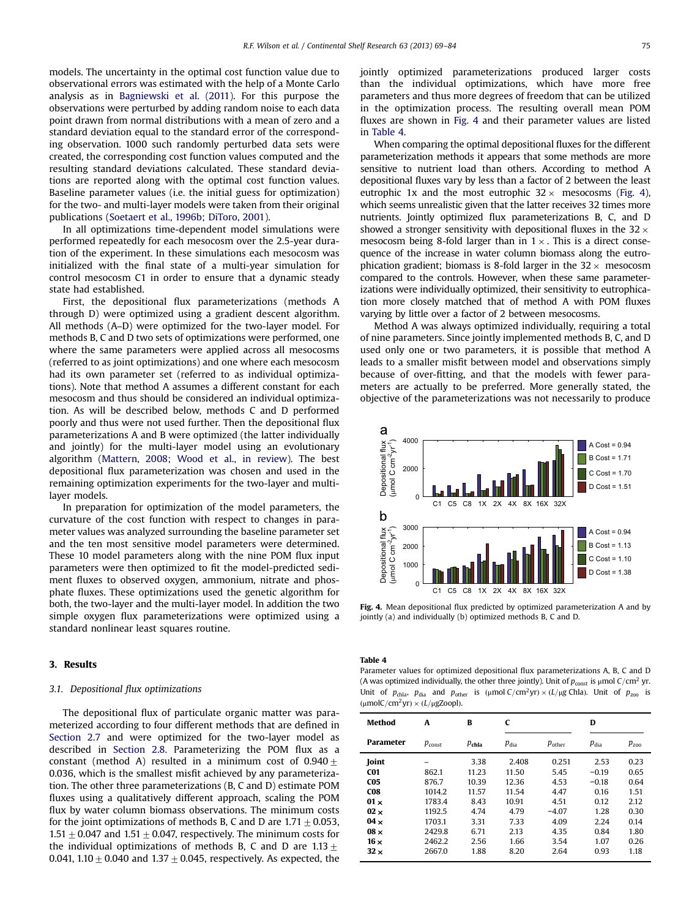models. The uncertainty in the optimal cost function value due to observational errors was estimated with the help of a Monte Carlo analysis as in Bagniewski et al. (2011). For this purpose the observations were perturbed by adding random noise to each data point drawn from normal distributions with a mean of zero and a standard deviation equal to the standard error of the corresponding observation. 1000 such randomly perturbed data sets were created, the corresponding cost function values computed and the resulting standard deviations calculated. These standard deviations are reported along with the optimal cost function values. Baseline parameter values (i.e. the initial guess for optimization) for the two- and multi-layer models were taken from their original publications (Soetaert et al., 1996b; DiToro, 2001).

In all optimizations time-dependent model simulations were performed repeatedly for each mesocosm over the 2.5-year duration of the experiment. In these simulations each mesocosm was initialized with the final state of a multi-year simulation for control mesocosm C1 in order to ensure that a dynamic steady state had established.

First, the depositional flux parameterizations (methods A through D) were optimized using a gradient descent algorithm. All methods (A–D) were optimized for the two-layer model. For methods B, C and D two sets of optimizations were performed, one where the same parameters were applied across all mesocosms (referred to as joint optimizations) and one where each mesocosm had its own parameter set (referred to as individual optimizations). Note that method A assumes a different constant for each mesocosm and thus should be considered an individual optimization. As will be described below, methods C and D performed poorly and thus were not used further. Then the depositional flux parameterizations A and B were optimized (the latter individually and jointly) for the multi-layer model using an evolutionary algorithm (Mattern, 2008; Wood et al., in review). The best depositional flux parameterization was chosen and used in the remaining optimization experiments for the two-layer and multi-layer models.

In preparation for optimization of the model parameters, the curvature of the cost function with respect to changes in parameter values was analyzed surrounding the baseline parameter set and the ten most sensitive model parameters were determined. These 10 model parameters along with the nine POM flux input parameters were then optimized to fit the model-predicted sediment fluxes to observed oxygen, ammonium, nitrate and phosphate fluxes. These optimizations used the genetic algorithm for both, the two-layer and the multi-layer model. In addition the two simple oxygen flux parameterizations were optimized using a standard nonlinear least squares routine.

## 3. Results

### 3.1. Depositional flux optimizations

The depositional flux of particulate organic matter was parameterized according to four different methods that are defined in Section 2.7 and were optimized for the two-layer model as described in Section 2.8. Parameterizing the POM flux as a constant (method A) resulted in a minimum cost of $0.940 \pm 0.036$, which is the smallest misfit achieved by any parameterization. The other three parameterizations (B, C and D) estimate POM fluxes using a qualitatively different approach, scaling the POM flux by water column biomass observations. The minimum costs for the joint optimizations of methods B, C and D are $1.71 \pm 0.053$, $1.51 \pm 0.047$ and $1.51 \pm 0.047$, respectively. The minimum costs for the individual optimizations of methods B, C and D are $1.13 \pm 0.041$, $1.10 \pm 0.040$ and $1.37 \pm 0.045$, respectively. As expected, the jointly optimized parameterizations produced larger costs than the individual optimizations, which have more free parameters and thus more degrees of freedom that can be utilized in the optimization process. The resulting overall mean POM fluxes are shown in Fig. 4 and their parameter values are listed in Table 4.

When comparing the optimal depositional fluxes for the different parameterization methods it appears that some methods are more sensitive to nutrient load than others. According to method A depositional fluxes vary by less than a factor of 2 between the least eutrophic 1x and the most eutrophic $32\times$ mesocosms (Fig. 4), which seems unrealistic given that the latter receives 32 times more nutrients. Jointly optimized flux parameterizations B, C, and D showed a stronger sensitivity with depositional fluxes in the $32\times$ mesocosm being 8-fold larger than in $1\times$. This is a direct consequence of the increase in water column biomass along the eutrophication gradient; biomass is 8-fold larger in the $32\times$ mesocosm compared to the controls. However, when these same parameterizations were individually optimized, their sensitivity to eutrophication more closely matched that of method A with POM fluxes varying by little over a factor of 2 between mesocosms.

Method A was always optimized individually, requiring a total of nine parameters. Since jointly implemented methods B, C, and D used only one or two parameters, it is possible that method A leads to a smaller misfit between model and observations simply because of over-fitting, and that the models with fewer parameters are actually to be preferred. More generally stated, the objective of the parameterizations was not necessarily to produce

Fig. 4. Mean depositional flux predicted by optimized parameterization A and by jointly (a) and individually (b) optimized methods B, C and D.

Table 4
Parameter values for optimized depositional flux parameterizations A, B, C and D (A was optimized individually, the other three jointly). Unit of $p_{const}$ is $\mu$mol C/cm$^2$ yr. Unit of $p_{chla}$, $p_{dia}$ and $p_{other}$ is $(\mu\text{mol C/cm}^2\text{yr}) \times (L/\mu\text{g Chla})$. Unit of $p_{zoo}$ is $(\mu\text{molC/cm}^2\text{yr}) \times (L/\mu\text{gZoopl})$.

| Method | A | B | C | | D | |
|---|---|---|---|---|---|---|
| **Parameter** | $p_{const}$ | $p_{chla}$ | $p_{dia}$ | $p_{other}$ | $p_{dia}$ | $p_{zoo}$ |
| **Joint** | – | 3.38 | 2.408 | 0.251 | 2.53 | 0.23 |
| **C01** | 862.1 | 11.23 | 11.50 | 5.45 | −0.19 | 0.65 |
| **C05** | 876.7 | 10.39 | 12.36 | 4.53 | −0.18 | 0.64 |
| **C08** | 1014.2 | 11.57 | 11.54 | 4.47 | 0.16 | 1.51 |
| **01 ×** | 1783.4 | 8.43 | 10.91 | 4.51 | 0.12 | 2.12 |
| **02 ×** | 1192.5 | 4.74 | 4.79 | −4.07 | 1.28 | 0.30 |
| **04 ×** | 1703.1 | 3.31 | 7.33 | 4.09 | 2.24 | 0.14 |
| **08 ×** | 2429.8 | 6.71 | 2.13 | 4.35 | 0.84 | 1.80 |
| **16 ×** | 2462.2 | 2.56 | 1.66 | 3.54 | 1.07 | 0.26 |
| **32 ×** | 2667.0 | 1.88 | 8.20 | 2.64 | 0.93 | 1.18 |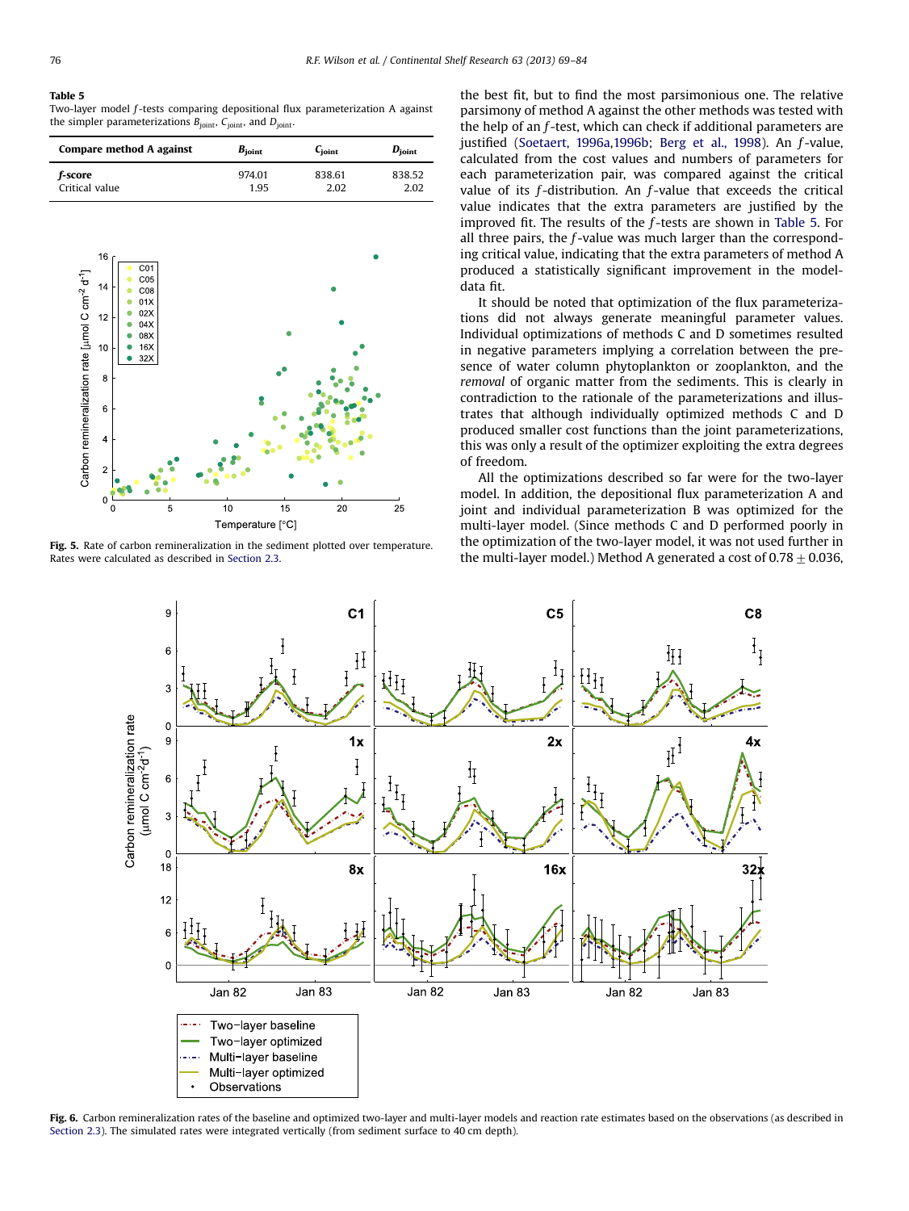**Table 5**
Two-layer model $f$-tests comparing depositional flux parameterization A against the simpler parameterizations $B_{joint}$, $C_{joint}$, and $D_{joint}$.

| Compare method A against | $B_{joint}$ | $C_{joint}$ | $D_{joint}$ |
|---|---|---|---|
| ***f*-score** | 974.01 | 838.61 | 838.52 |
| Critical value | 1.95 | 2.02 | 2.02 |

**Fig. 5.** Rate of carbon remineralization in the sediment plotted over temperature. Rates were calculated as described in Section 2.3.

the best fit, but to find the most parsimonious one. The relative parsimony of method A against the other methods was tested with the help of an $f$-test, which can check if additional parameters are justified (Soetaert, 1996a,1996b; Berg et al., 1998). An $f$-value, calculated from the cost values and numbers of parameters for each parameterization pair, was compared against the critical value of its $f$-distribution. An $f$-value that exceeds the critical value indicates that the extra parameters are justified by the improved fit. The results of the $f$-tests are shown in Table 5. For all three pairs, the $f$-value was much larger than the corresponding critical value, indicating that the extra parameters of method A produced a statistically significant improvement in the model-data fit.

It should be noted that optimization of the flux parameterizations did not always generate meaningful parameter values. Individual optimizations of methods C and D sometimes resulted in negative parameters implying a correlation between the presence of water column phytoplankton or zooplankton, and the *removal* of organic matter from the sediments. This is clearly in contradiction to the rationale of the parameterizations and illustrates that although individually optimized methods C and D produced smaller cost functions than the joint parameterizations, this was only a result of the optimizer exploiting the extra degrees of freedom.

All the optimizations described so far were for the two-layer model. In addition, the depositional flux parameterization A and joint and individual parameterization B was optimized for the multi-layer model. (Since methods C and D performed poorly in the optimization of the two-layer model, it was not used further in the multi-layer model.) Method A generated a cost of $0.78 \pm 0.036$,

**Fig. 6.** Carbon remineralization rates of the baseline and optimized two-layer and multi-layer models and reaction rate estimates based on the observations (as described in Section 2.3). The simulated rates were integrated vertically (from sediment surface to 40 cm depth).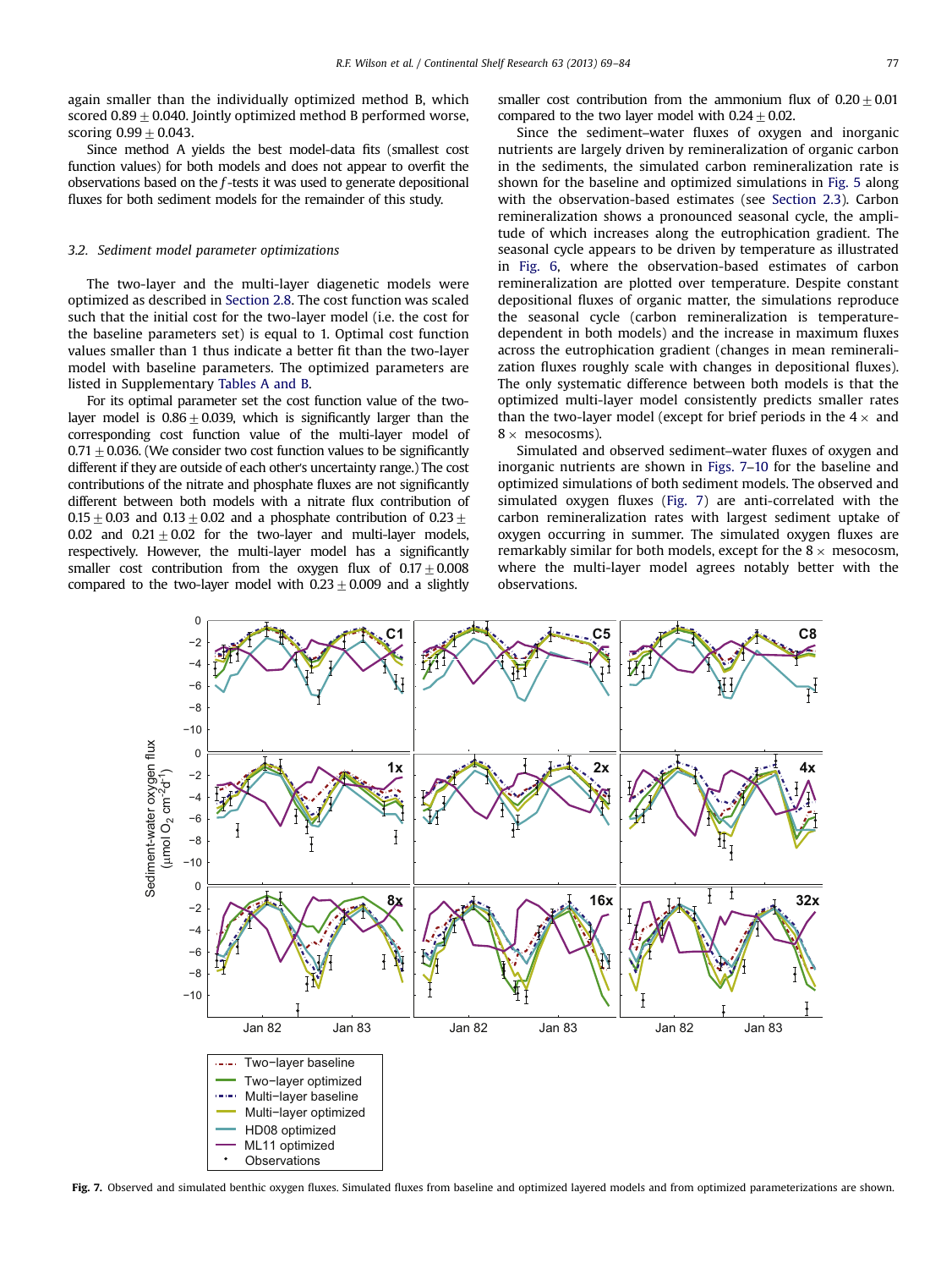again smaller than the individually optimized method B, which scored $0.89 \pm 0.040$. Jointly optimized method B performed worse, scoring $0.99 \pm 0.043$.

Since method A yields the best model-data fits (smallest cost function values) for both models and does not appear to overfit the observations based on the $f$-tests it was used to generate depositional fluxes for both sediment models for the remainder of this study.

### 3.2. Sediment model parameter optimizations

The two-layer and the multi-layer diagenetic models were optimized as described in Section 2.8. The cost function was scaled such that the initial cost for the two-layer model (i.e. the cost for the baseline parameters set) is equal to 1. Optimal cost function values smaller than 1 thus indicate a better fit than the two-layer model with baseline parameters. The optimized parameters are listed in Supplementary Tables A and B.

For its optimal parameter set the cost function value of the two-layer model is $0.86 \pm 0.039$, which is significantly larger than the corresponding cost function value of the multi-layer model of $0.71 \pm 0.036$. (We consider two cost function values to be significantly different if they are outside of each other's uncertainty range.) The cost contributions of the nitrate and phosphate fluxes are not significantly different between both models with a nitrate flux contribution of $0.15 \pm 0.03$ and $0.13 \pm 0.02$ and a phosphate contribution of $0.23 \pm 0.02$ and $0.21 \pm 0.02$ for the two-layer and multi-layer models, respectively. However, the multi-layer model has a significantly smaller cost contribution from the oxygen flux of $0.17 \pm 0.008$ compared to the two-layer model with $0.23 \pm 0.009$ and a slightly smaller cost contribution from the ammonium flux of $0.20 \pm 0.01$ compared to the two layer model with $0.24 \pm 0.02$.

Since the sediment–water fluxes of oxygen and inorganic nutrients are largely driven by remineralization of organic carbon in the sediments, the simulated carbon remineralization rate is shown for the baseline and optimized simulations in Fig. 5 along with the observation-based estimates (see Section 2.3). Carbon remineralization shows a pronounced seasonal cycle, the amplitude of which increases along the eutrophication gradient. The seasonal cycle appears to be driven by temperature as illustrated in Fig. 6, where the observation-based estimates of carbon remineralization are plotted over temperature. Despite constant depositional fluxes of organic matter, the simulations reproduce the seasonal cycle (carbon remineralization is temperature-dependent in both models) and the increase in maximum fluxes across the eutrophication gradient (changes in mean remineralization fluxes roughly scale with changes in depositional fluxes). The only systematic difference between both models is that the optimized multi-layer model consistently predicts smaller rates than the two-layer model (except for brief periods in the 4 × and 8 × mesocosms).

Simulated and observed sediment–water fluxes of oxygen and inorganic nutrients are shown in Figs. 7–10 for the baseline and optimized simulations of both sediment models. The observed and simulated oxygen fluxes (Fig. 7) are anti-correlated with the carbon remineralization rates with largest sediment uptake of oxygen occurring in summer. The simulated oxygen fluxes are remarkably similar for both models, except for the 8 × mesocosm, where the multi-layer model agrees notably better with the observations.

**Fig. 7.** Observed and simulated benthic oxygen fluxes. Simulated fluxes from baseline and optimized layered models and from optimized parameterizations are shown.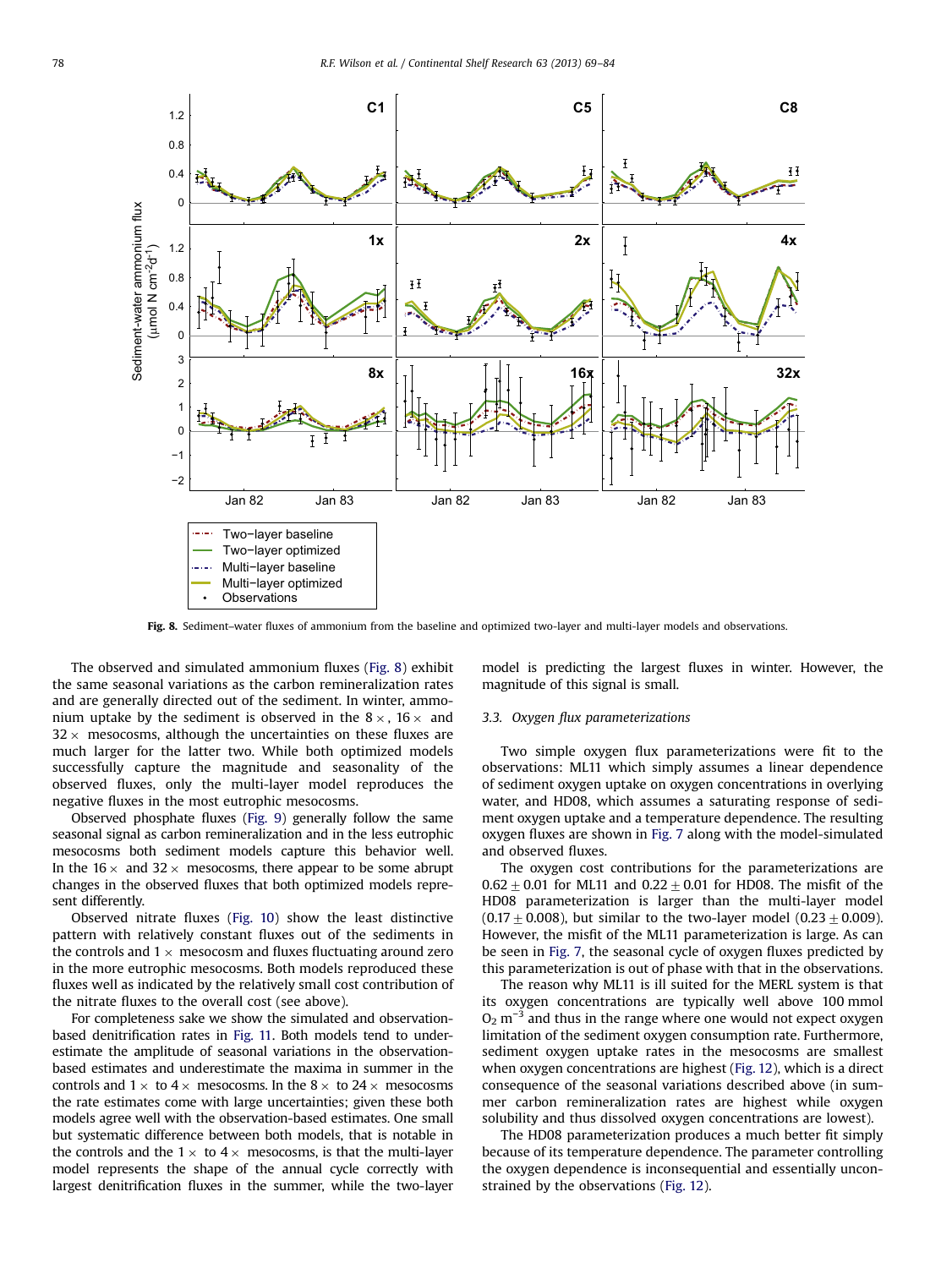Fig. 8. Sediment–water fluxes of ammonium from the baseline and optimized two-layer and multi-layer models and observations.

The observed and simulated ammonium fluxes (Fig. 8) exhibit the same seasonal variations as the carbon remineralization rates and are generally directed out of the sediment. In winter, ammonium uptake by the sediment is observed in the $8\times$, $16\times$ and $32\times$ mesocosms, although the uncertainties on these fluxes are much larger for the latter two. While both optimized models successfully capture the magnitude and seasonality of the observed fluxes, only the multi-layer model reproduces the negative fluxes in the most eutrophic mesocosms.

Observed phosphate fluxes (Fig. 9) generally follow the same seasonal signal as carbon remineralization and in the less eutrophic mesocosms both sediment models capture this behavior well. In the $16\times$ and $32\times$ mesocosms, there appear to be some abrupt changes in the observed fluxes that both optimized models represent differently.

Observed nitrate fluxes (Fig. 10) show the least distinctive pattern with relatively constant fluxes out of the sediments in the controls and $1\times$ mesocosm and fluxes fluctuating around zero in the more eutrophic mesocosms. Both models reproduced these fluxes well as indicated by the relatively small cost contribution of the nitrate fluxes to the overall cost (see above).

For completeness sake we show the simulated and observation-based denitrification rates in Fig. 11. Both models tend to underestimate the amplitude of seasonal variations in the observation-based estimates and underestimate the maxima in summer in the controls and $1\times$ to $4\times$ mesocosms. In the $8\times$ to $24\times$ mesocosms the rate estimates come with large uncertainties; given these both models agree well with the observation-based estimates. One small but systematic difference between both models, that is notable in the controls and the $1\times$ to $4\times$ mesocosms, is that the multi-layer model represents the shape of the annual cycle correctly with largest denitrification fluxes in the summer, while the two-layer model is predicting the largest fluxes in winter. However, the magnitude of this signal is small.

### 3.3. Oxygen flux parameterizations

Two simple oxygen flux parameterizations were fit to the observations: ML11 which simply assumes a linear dependence of sediment oxygen uptake on oxygen concentrations in overlying water, and HD08, which assumes a saturating response of sediment oxygen uptake and a temperature dependence. The resulting oxygen fluxes are shown in Fig. 7 along with the model-simulated and observed fluxes.

The oxygen cost contributions for the parameterizations are $0.62\pm0.01$ for ML11 and $0.22\pm0.01$ for HD08. The misfit of the HD08 parameterization is larger than the multi-layer model ($0.17\pm0.008$), but similar to the two-layer model ($0.23\pm0.009$). However, the misfit of the ML11 parameterization is large. As can be seen in Fig. 7, the seasonal cycle of oxygen fluxes predicted by this parameterization is out of phase with that in the observations.

The reason why ML11 is ill suited for the MERL system is that its oxygen concentrations are typically well above 100 mmol $O_2$ $m^{-3}$ and thus in the range where one would not expect oxygen limitation of the sediment oxygen consumption rate. Furthermore, sediment oxygen uptake rates in the mesocosms are smallest when oxygen concentrations are highest (Fig. 12), which is a direct consequence of the seasonal variations described above (in summer carbon remineralization rates are highest while oxygen solubility and thus dissolved oxygen concentrations are lowest).

The HD08 parameterization produces a much better fit simply because of its temperature dependence. The parameter controlling the oxygen dependence is inconsequential and essentially unconstrained by the observations (Fig. 12).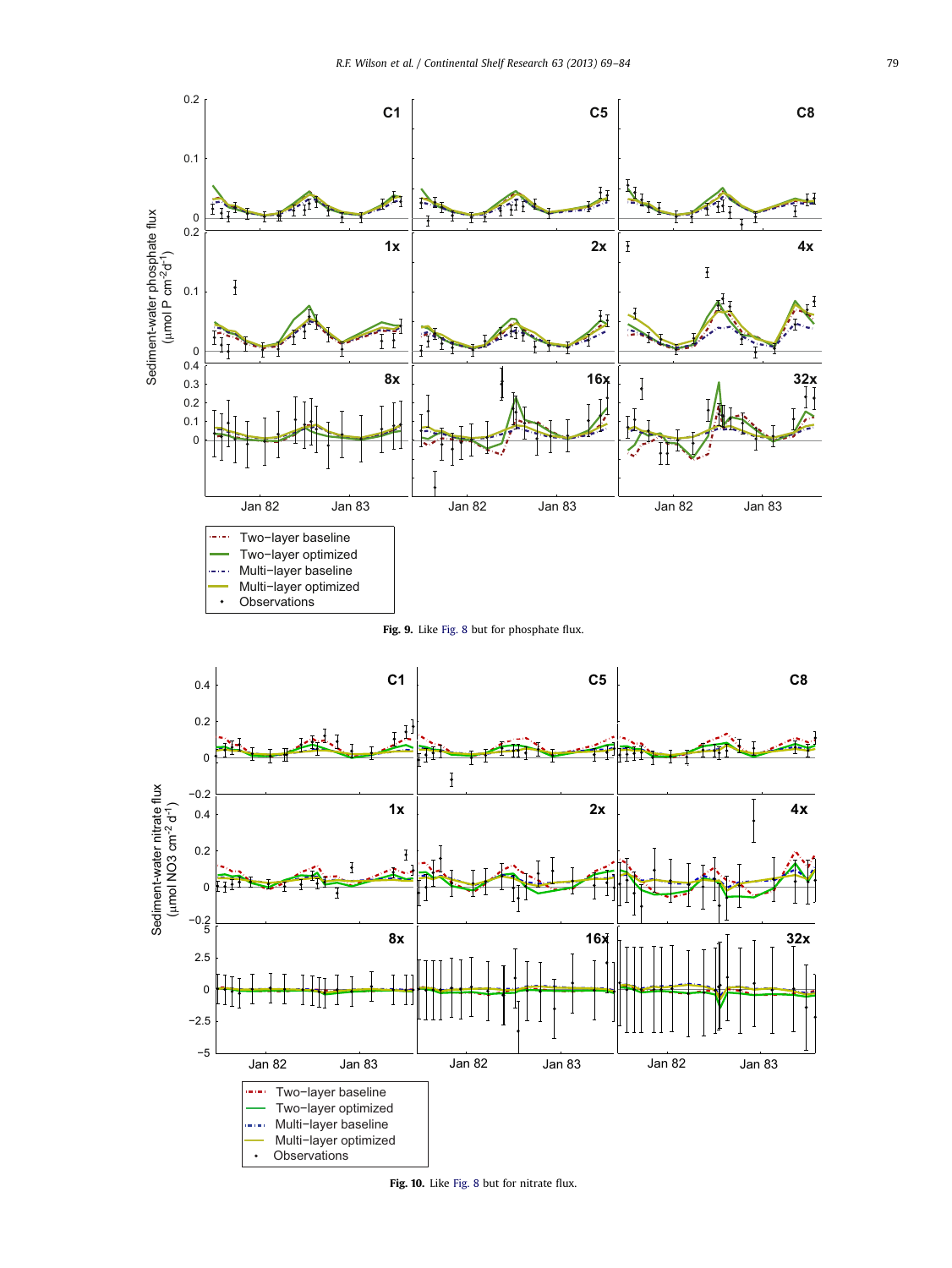Fig. 9. Like Fig. 8 but for phosphate flux.

Fig. 10. Like Fig. 8 but for nitrate flux.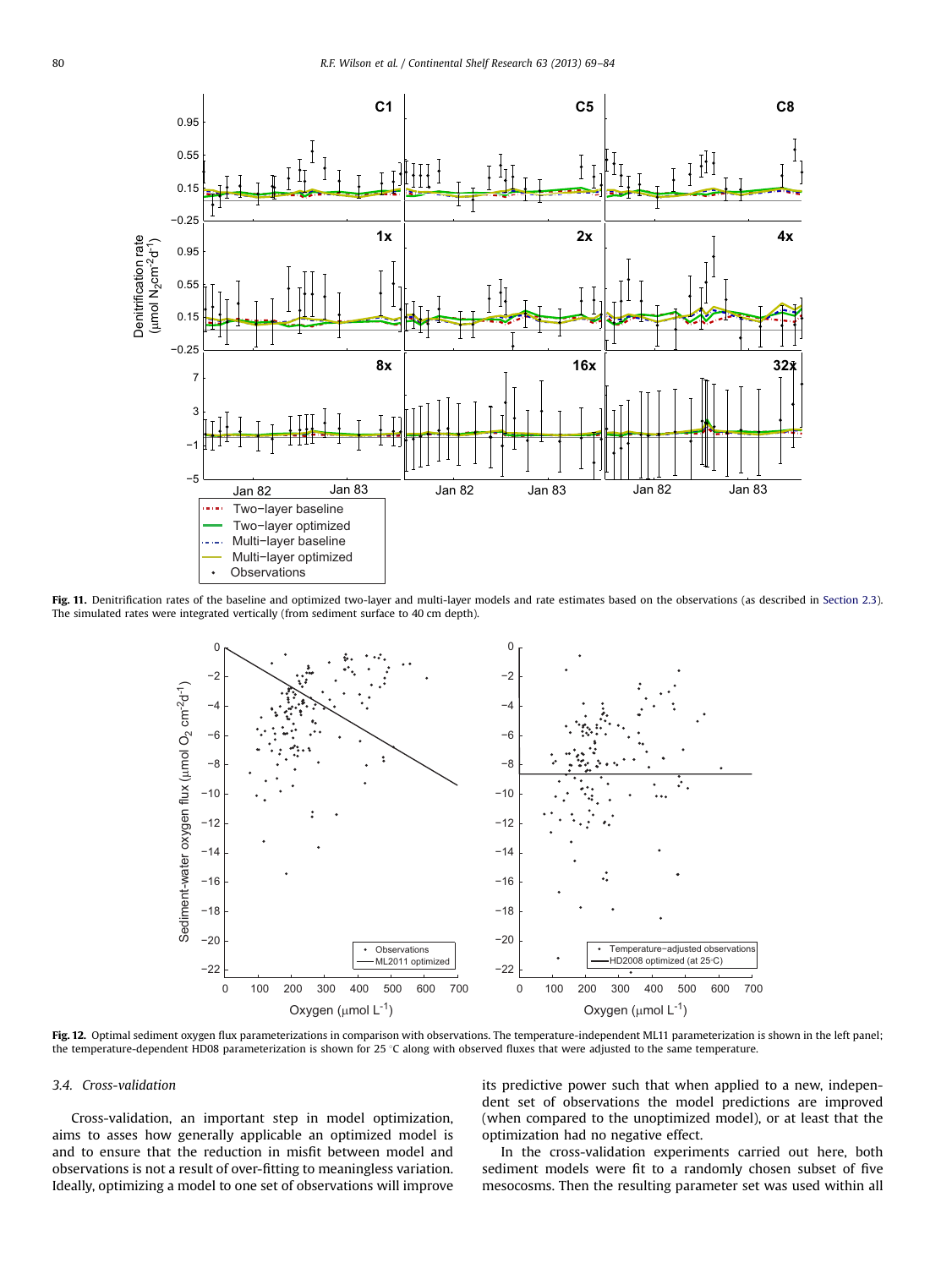**Fig. 11.** Denitrification rates of the baseline and optimized two-layer and multi-layer models and rate estimates based on the observations (as described in Section 2.3). The simulated rates were integrated vertically (from sediment surface to 40 cm depth).

**Fig. 12.** Optimal sediment oxygen flux parameterizations in comparison with observations. The temperature-independent ML11 parameterization is shown in the left panel; the temperature-dependent HD08 parameterization is shown for 25 °C along with observed fluxes that were adjusted to the same temperature.

### 3.4. Cross-validation

Cross-validation, an important step in model optimization, aims to asses how generally applicable an optimized model is and to ensure that the reduction in misfit between model and observations is not a result of over-fitting to meaningless variation. Ideally, optimizing a model to one set of observations will improve its predictive power such that when applied to a new, independent set of observations the model predictions are improved (when compared to the unoptimized model), or at least that the optimization had no negative effect.

In the cross-validation experiments carried out here, both sediment models were fit to a randomly chosen subset of five mesocosms. Then the resulting parameter set was used within all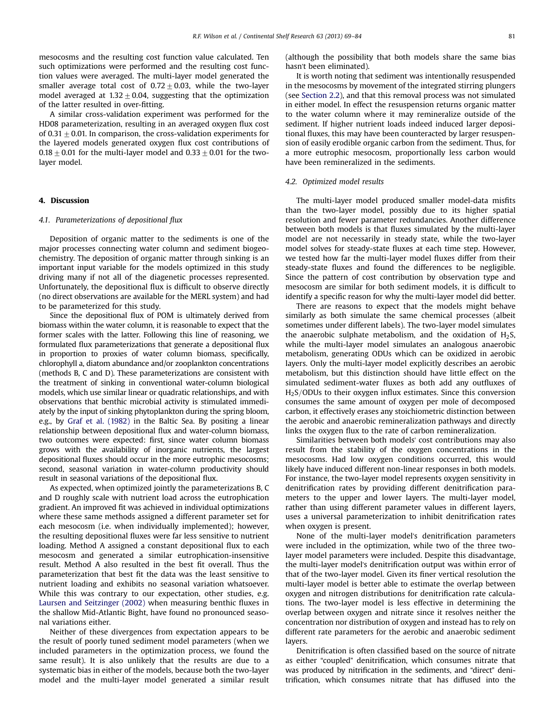mesocosms and the resulting cost function value calculated. Ten such optimizations were performed and the resulting cost function values were averaged. The multi-layer model generated the smaller average total cost of $0.72 \pm 0.03$, while the two-layer model averaged at $1.32 \pm 0.04$, suggesting that the optimization of the latter resulted in over-fitting.

A similar cross-validation experiment was performed for the HD08 parameterization, resulting in an averaged oxygen flux cost of $0.31 \pm 0.01$. In comparison, the cross-validation experiments for the layered models generated oxygen flux cost contributions of $0.18 \pm 0.01$ for the multi-layer model and $0.33 \pm 0.01$ for the two-layer model.

## 4. Discussion

### 4.1. Parameterizations of depositional flux

Deposition of organic matter to the sediments is one of the major processes connecting water column and sediment biogeochemistry. The deposition of organic matter through sinking is an important input variable for the models optimized in this study driving many if not all of the diagenetic processes represented. Unfortunately, the depositional flux is difficult to observe directly (no direct observations are available for the MERL system) and had to be parameterized for this study.

Since the depositional flux of POM is ultimately derived from biomass within the water column, it is reasonable to expect that the former scales with the latter. Following this line of reasoning, we formulated flux parameterizations that generate a depositional flux in proportion to proxies of water column biomass, specifically, chlorophyll a, diatom abundance and/or zooplankton concentrations (methods B, C and D). These parameterizations are consistent with the treatment of sinking in conventional water-column biological models, which use similar linear or quadratic relationships, and with observations that benthic microbial activity is stimulated immediately by the input of sinking phytoplankton during the spring bloom, e.g., by Graf et al. (1982) in the Baltic Sea. By positing a linear relationship between depositional flux and water-column biomass, two outcomes were expected: first, since water column biomass grows with the availability of inorganic nutrients, the largest depositional fluxes should occur in the more eutrophic mesocosms; second, seasonal variation in water-column productivity should result in seasonal variations of the depositional flux.

As expected, when optimized jointly the parameterizations B, C and D roughly scale with nutrient load across the eutrophication gradient. An improved fit was achieved in individual optimizations where these same methods assigned a different parameter set for each mesocosm (i.e. when individually implemented); however, the resulting depositional fluxes were far less sensitive to nutrient loading. Method A assigned a constant depositional flux to each mesocosm and generated a similar eutrophication-insensitive result. Method A also resulted in the best fit overall. Thus the parameterization that best fit the data was the least sensitive to nutrient loading and exhibits no seasonal variation whatsoever. While this was contrary to our expectation, other studies, e.g. Laursen and Seitzinger (2002) when measuring benthic fluxes in the shallow Mid-Atlantic Bight, have found no pronounced seasonal variations either.

Neither of these divergences from expectation appears to be the result of poorly tuned sediment model parameters (when we included parameters in the optimization process, we found the same result). It is also unlikely that the results are due to a systematic bias in either of the models, because both the two-layer model and the multi-layer model generated a similar result (although the possibility that both models share the same bias hasn't been eliminated).

It is worth noting that sediment was intentionally resuspended in the mesocosms by movement of the integrated stirring plungers (see Section 2.2), and that this removal process was not simulated in either model. In effect the resuspension returns organic matter to the water column where it may remineralize outside of the sediment. If higher nutrient loads indeed induced larger depositional fluxes, this may have been counteracted by larger resuspension of easily erodible organic carbon from the sediment. Thus, for a more eutrophic mesocosm, proportionally less carbon would have been remineralized in the sediments.

### 4.2. Optimized model results

The multi-layer model produced smaller model-data misfits than the two-layer model, possibly due to its higher spatial resolution and fewer parameter redundancies. Another difference between both models is that fluxes simulated by the multi-layer model are not necessarily in steady state, while the two-layer model solves for steady-state fluxes at each time step. However, we tested how far the multi-layer model fluxes differ from their steady-state fluxes and found the differences to be negligible. Since the pattern of cost contribution by observation type and mesocosm are similar for both sediment models, it is difficult to identify a specific reason for why the multi-layer model did better.

There are reasons to expect that the models might behave similarly as both simulate the same chemical processes (albeit sometimes under different labels). The two-layer model simulates the anaerobic sulphate metabolism, and the oxidation of $H_2S$, while the multi-layer model simulates an analogous anaerobic metabolism, generating ODUs which can be oxidized in aerobic layers. Only the multi-layer model explicitly describes an aerobic metabolism, but this distinction should have little effect on the simulated sediment-water fluxes as both add any outfluxes of $H_2S$/ODUs to their oxygen influx estimates. Since this conversion consumes the same amount of oxygen per mole of decomposed carbon, it effectively erases any stoichiometric distinction between the aerobic and anaerobic remineralization pathways and directly links the oxygen flux to the rate of carbon remineralization.

Similarities between both models' cost contributions may also result from the stability of the oxygen concentrations in the mesocosms. Had low oxygen conditions occurred, this would likely have induced different non-linear responses in both models. For instance, the two-layer model represents oxygen sensitivity in denitrification rates by providing different denitrification parameters to the upper and lower layers. The multi-layer model, rather than using different parameter values in different layers, uses a universal parameterization to inhibit denitrification rates when oxygen is present.

None of the multi-layer model's denitrification parameters were included in the optimization, while two of the three two-layer model parameters were included. Despite this disadvantage, the multi-layer model's denitrification output was within error of that of the two-layer model. Given its finer vertical resolution the multi-layer model is better able to estimate the overlap between oxygen and nitrogen distributions for denitrification rate calculations. The two-layer model is less effective in determining the overlap between oxygen and nitrate since it resolves neither the concentration nor distribution of oxygen and instead has to rely on different rate parameters for the aerobic and anaerobic sediment layers.

Denitrification is often classified based on the source of nitrate as either "coupled" denitrification, which consumes nitrate that was produced by nitrification in the sediments, and "direct" denitrification, which consumes nitrate that has diffused into the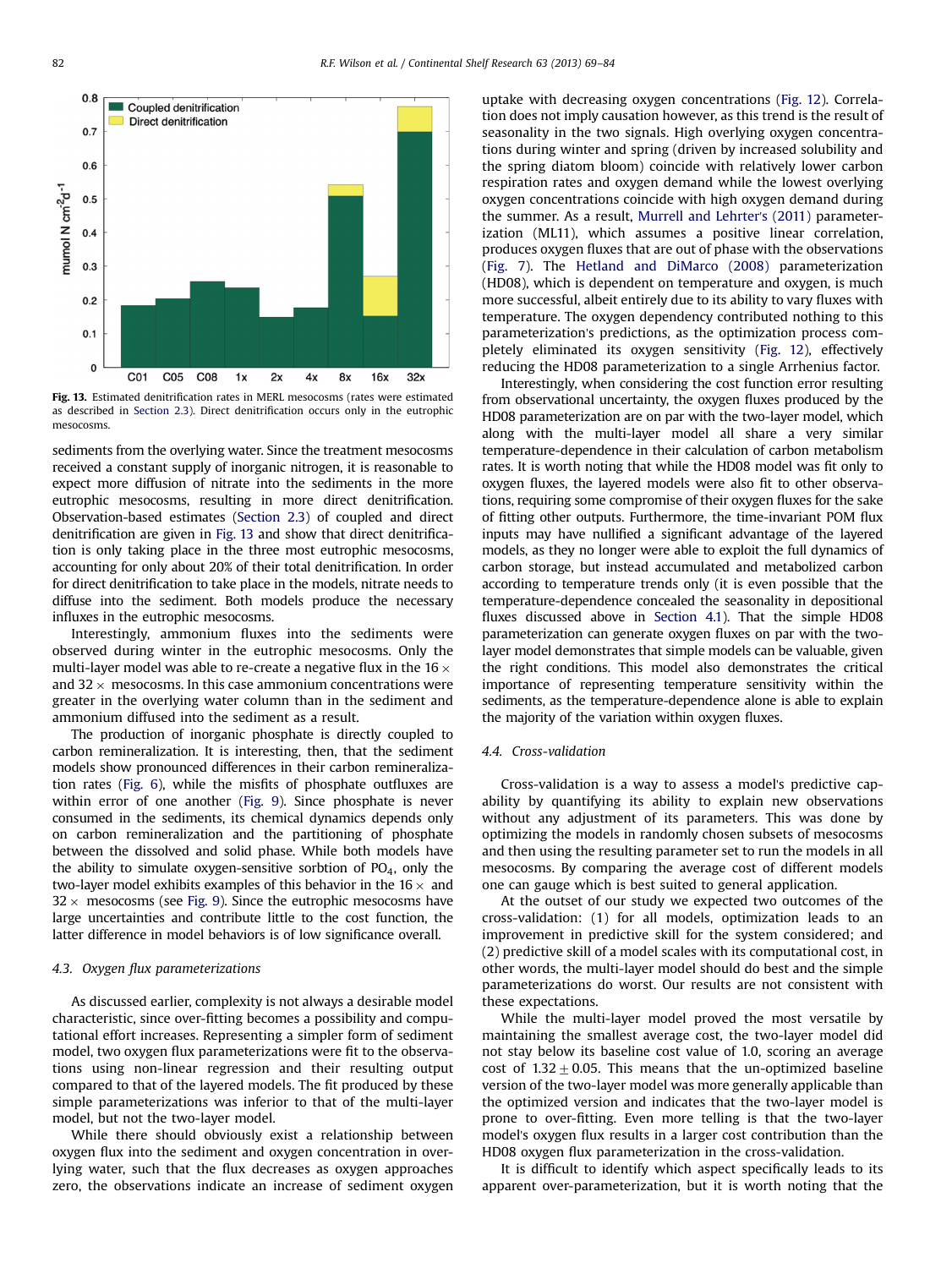Fig. 13. Estimated denitrification rates in MERL mesocosms (rates were estimated as described in Section 2.3). Direct denitrification occurs only in the eutrophic mesocosms.

sediments from the overlying water. Since the treatment mesocosms received a constant supply of inorganic nitrogen, it is reasonable to expect more diffusion of nitrate into the sediments in the more eutrophic mesocosms, resulting in more direct denitrification. Observation-based estimates (Section 2.3) of coupled and direct denitrification are given in Fig. 13 and show that direct denitrification is only taking place in the three most eutrophic mesocosms, accounting for only about 20% of their total denitrification. In order for direct denitrification to take place in the models, nitrate needs to diffuse into the sediment. Both models produce the necessary influxes in the eutrophic mesocosms.

Interestingly, ammonium fluxes into the sediments were observed during winter in the eutrophic mesocosms. Only the multi-layer model was able to re-create a negative flux in the 16 × and 32 × mesocosms. In this case ammonium concentrations were greater in the overlying water column than in the sediment and ammonium diffused into the sediment as a result.

The production of inorganic phosphate is directly coupled to carbon remineralization. It is interesting, then, that the sediment models show pronounced differences in their carbon remineralization rates (Fig. 6), while the misfits of phosphate outfluxes are within error of one another (Fig. 9). Since phosphate is never consumed in the sediments, its chemical dynamics depends only on carbon remineralization and the partitioning of phosphate between the dissolved and solid phase. While both models have the ability to simulate oxygen-sensitive sorbtion of $PO_4$, only the two-layer model exhibits examples of this behavior in the 16 × and 32 × mesocosms (see Fig. 9). Since the eutrophic mesocosms have large uncertainties and contribute little to the cost function, the latter difference in model behaviors is of low significance overall.

### 4.3. Oxygen flux parameterizations

As discussed earlier, complexity is not always a desirable model characteristic, since over-fitting becomes a possibility and computational effort increases. Representing a simpler form of sediment model, two oxygen flux parameterizations were fit to the observations using non-linear regression and their resulting output compared to that of the layered models. The fit produced by these simple parameterizations was inferior to that of the multi-layer model, but not the two-layer model.

While there should obviously exist a relationship between oxygen flux into the sediment and oxygen concentration in overlying water, such that the flux decreases as oxygen approaches zero, the observations indicate an increase of sediment oxygen uptake with decreasing oxygen concentrations (Fig. 12). Correlation does not imply causation however, as this trend is the result of seasonality in the two signals. High overlying oxygen concentrations during winter and spring (driven by increased solubility and the spring diatom bloom) coincide with relatively lower carbon respiration rates and oxygen demand while the lowest overlying oxygen concentrations coincide with high oxygen demand during the summer. As a result, Murrell and Lehrter's (2011) parameterization (ML11), which assumes a positive linear correlation, produces oxygen fluxes that are out of phase with the observations (Fig. 7). The Hetland and DiMarco (2008) parameterization (HD08), which is dependent on temperature and oxygen, is much more successful, albeit entirely due to its ability to vary fluxes with temperature. The oxygen dependency contributed nothing to this parameterization's predictions, as the optimization process completely eliminated its oxygen sensitivity (Fig. 12), effectively reducing the HD08 parameterization to a single Arrhenius factor.

Interestingly, when considering the cost function error resulting from observational uncertainty, the oxygen fluxes produced by the HD08 parameterization are on par with the two-layer model, which along with the multi-layer model all share a very similar temperature-dependence in their calculation of carbon metabolism rates. It is worth noting that while the HD08 model was fit only to oxygen fluxes, the layered models were also fit to other observations, requiring some compromise of their oxygen fluxes for the sake of fitting other outputs. Furthermore, the time-invariant POM flux inputs may have nullified a significant advantage of the layered models, as they no longer were able to exploit the full dynamics of carbon storage, but instead accumulated and metabolized carbon according to temperature trends only (it is even possible that the temperature-dependence concealed the seasonality in depositional fluxes discussed above in Section 4.1). That the simple HD08 parameterization can generate oxygen fluxes on par with the two-layer model demonstrates that simple models can be valuable, given the right conditions. This model also demonstrates the critical importance of representing temperature sensitivity within the sediments, as the temperature-dependence alone is able to explain the majority of the variation within oxygen fluxes.

### 4.4. Cross-validation

Cross-validation is a way to assess a model's predictive capability by quantifying its ability to explain new observations without any adjustment of its parameters. This was done by optimizing the models in randomly chosen subsets of mesocosms and then using the resulting parameter set to run the models in all mesocosms. By comparing the average cost of different models one can gauge which is best suited to general application.

At the outset of our study we expected two outcomes of the cross-validation: (1) for all models, optimization leads to an improvement in predictive skill for the system considered; and (2) predictive skill of a model scales with its computational cost, in other words, the multi-layer model should do best and the simple parameterizations do worst. Our results are not consistent with these expectations.

While the multi-layer model proved the most versatile by maintaining the smallest average cost, the two-layer model did not stay below its baseline cost value of 1.0, scoring an average cost of $1.32 \pm 0.05$. This means that the un-optimized baseline version of the two-layer model was more generally applicable than the optimized version and indicates that the two-layer model is prone to over-fitting. Even more telling is that the two-layer model's oxygen flux results in a larger cost contribution than the HD08 oxygen flux parameterization in the cross-validation.

It is difficult to identify which aspect specifically leads to its apparent over-parameterization, but it is worth noting that the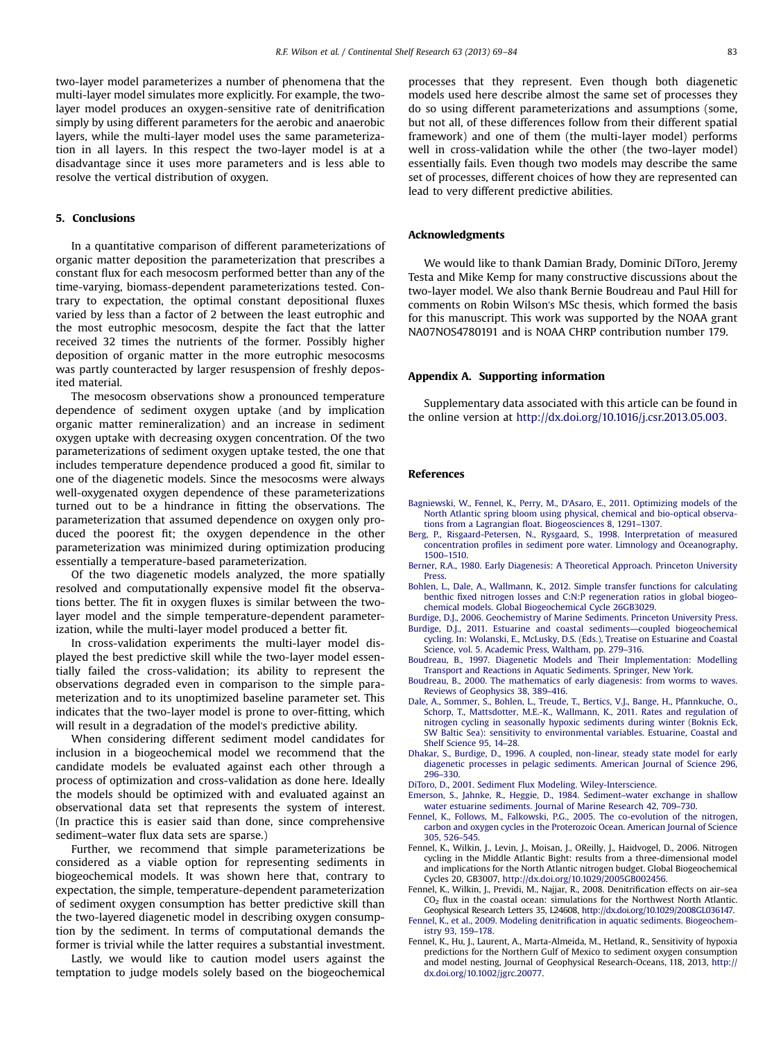two-layer model parameterizes a number of phenomena that the multi-layer model simulates more explicitly. For example, the two-layer model produces an oxygen-sensitive rate of denitrification simply by using different parameters for the aerobic and anaerobic layers, while the multi-layer model uses the same parameterization in all layers. In this respect the two-layer model is at a disadvantage since it uses more parameters and is less able to resolve the vertical distribution of oxygen.

## 5. Conclusions

In a quantitative comparison of different parameterizations of organic matter deposition the parameterization that prescribes a constant flux for each mesocosm performed better than any of the time-varying, biomass-dependent parameterizations tested. Contrary to expectation, the optimal constant depositional fluxes varied by less than a factor of 2 between the least eutrophic and the most eutrophic mesocosm, despite the fact that the latter received 32 times the nutrients of the former. Possibly higher deposition of organic matter in the more eutrophic mesocosms was partly counteracted by larger resuspension of freshly deposited material.

The mesocosm observations show a pronounced temperature dependence of sediment oxygen uptake (and by implication organic matter remineralization) and an increase in sediment oxygen uptake with decreasing oxygen concentration. Of the two parameterizations of sediment oxygen uptake tested, the one that includes temperature dependence produced a good fit, similar to one of the diagenetic models. Since the mesocosms were always well-oxygenated oxygen dependence of these parameterizations turned out to be a hindrance in fitting the observations. The parameterization that assumed dependence on oxygen only produced the poorest fit; the oxygen dependence in the other parameterization was minimized during optimization producing essentially a temperature-based parameterization.

Of the two diagenetic models analyzed, the more spatially resolved and computationally expensive model fit the observations better. The fit in oxygen fluxes is similar between the two-layer model and the simple temperature-dependent parameterization, while the multi-layer model produced a better fit.

In cross-validation experiments the multi-layer model displayed the best predictive skill while the two-layer model essentially failed the cross-validation; its ability to represent the observations degraded even in comparison to the simple parameterization and to its unoptimized baseline parameter set. This indicates that the two-layer model is prone to over-fitting, which will result in a degradation of the model's predictive ability.

When considering different sediment model candidates for inclusion in a biogeochemical model we recommend that the candidate models be evaluated against each other through a process of optimization and cross-validation as done here. Ideally the models should be optimized with and evaluated against an observational data set that represents the system of interest. (In practice this is easier said than done, since comprehensive sediment–water flux data sets are sparse.)

Further, we recommend that simple parameterizations be considered as a viable option for representing sediments in biogeochemical models. It was shown here that, contrary to expectation, the simple, temperature-dependent parameterization of sediment oxygen consumption has better predictive skill than the two-layered diagenetic model in describing oxygen consumption by the sediment. In terms of computational demands the former is trivial while the latter requires a substantial investment.

Lastly, we would like to caution model users against the temptation to judge models solely based on the biogeochemical processes that they represent. Even though both diagenetic models used here describe almost the same set of processes they do so using different parameterizations and assumptions (some, but not all, of these differences follow from their different spatial framework) and one of them (the multi-layer model) performs well in cross-validation while the other (the two-layer model) essentially fails. Even though two models may describe the same set of processes, different choices of how they are represented can lead to very different predictive abilities.

## Acknowledgments

We would like to thank Damian Brady, Dominic DiToro, Jeremy Testa and Mike Kemp for many constructive discussions about the two-layer model. We also thank Bernie Boudreau and Paul Hill for comments on Robin Wilson's MSc thesis, which formed the basis for this manuscript. This work was supported by the NOAA grant NA07NOS4780191 and is NOAA CHRP contribution number 179.

## Appendix A. Supporting information

Supplementary data associated with this article can be found in the online version at http://dx.doi.org/10.1016/j.csr.2013.05.003.

## References

Bagniewski, W., Fennel, K., Perry, M., D'Asaro, E., 2011. Optimizing models of the North Atlantic spring bloom using physical, chemical and bio-optical observations from a Lagrangian float. Biogeosciences 8, 1291–1307.

Berg, P., Risgaard-Petersen, N., Rysgaard, S., 1998. Interpretation of measured concentration profiles in sediment pore water. Limnology and Oceanography, 1500–1510.

Berner, R.A., 1980. Early Diagenesis: A Theoretical Approach. Princeton University Press.

Bohlen, L., Dale, A., Wallmann, K., 2012. Simple transfer functions for calculating benthic fixed nitrogen losses and C:N:P regeneration ratios in global biogeochemical models. Global Biogeochemical Cycle 26GB3029.

Burdige, D.J., 2006. Geochemistry of Marine Sediments. Princeton University Press.

Burdige, D.J., 2011. Estuarine and coastal sediments—coupled biogeochemical cycling. In: Wolanski, E., McLusky, D.S. (Eds.), Treatise on Estuarine and Coastal Science, vol. 5. Academic Press, Waltham, pp. 279–316.

Boudreau, B., 1997. Diagenetic Models and Their Implementation: Modelling Transport and Reactions in Aquatic Sediments. Springer, New York.

Boudreau, B., 2000. The mathematics of early diagenesis: from worms to waves. Reviews of Geophysics 38, 389–416.

Dale, A., Sommer, S., Bohlen, L., Treude, T., Bertics, V.J., Bange, H., Pfannkuche, O., Schorp, T., Mattsdotter, M.E.-K., Wallmann, K., 2011. Rates and regulation of nitrogen cycling in seasonally hypoxic sediments during winter (Boknis Eck, SW Baltic Sea): sensitivity to environmental variables. Estuarine, Coastal and Shelf Science 95, 14–28.

Dhakar, S., Burdige, D., 1996. A coupled, non-linear, steady state model for early diagenetic processes in pelagic sediments. American Journal of Science 296, 296–330.

DiToro, D., 2001. Sediment Flux Modeling. Wiley-Interscience.

Emerson, S., Jahnke, R., Heggie, D., 1984. Sediment–water exchange in shallow water estuarine sediments. Journal of Marine Research 42, 709–730.

Fennel, K., Follows, M., Falkowski, P.G., 2005. The co-evolution of the nitrogen, carbon and oxygen cycles in the Proterozoic Ocean. American Journal of Science 305, 526–545.

Fennel, K., Wilkin, J., Levin, J., Moisan, J., OReilly, J., Haidvogel, D., 2006. Nitrogen cycling in the Middle Atlantic Bight: results from a three-dimensional model and implications for the North Atlantic nitrogen budget. Global Biogeochemical Cycles 20, GB3007, http://dx.doi.org/10.1029/2005GB002456.

Fennel, K., Wilkin, J., Previdi, M., Najjar, R., 2008. Denitrification effects on air–sea $CO_2$ flux in the coastal ocean: simulations for the Northwest North Atlantic. Geophysical Research Letters 35, L24608, http://dx.doi.org/10.1029/2008GL036147.

Fennel, K., et al., 2009. Modeling denitrification in aquatic sediments. Biogeochemistry 93, 159–178.

Fennel, K., Hu, J., Laurent, A., Marta-Almeida, M., Hetland, R., Sensitivity of hypoxia predictions for the Northern Gulf of Mexico to sediment oxygen consumption and model nesting, Journal of Geophysical Research-Oceans, 118, 2013, http://dx.doi.org/10.1002/jgrc.20077.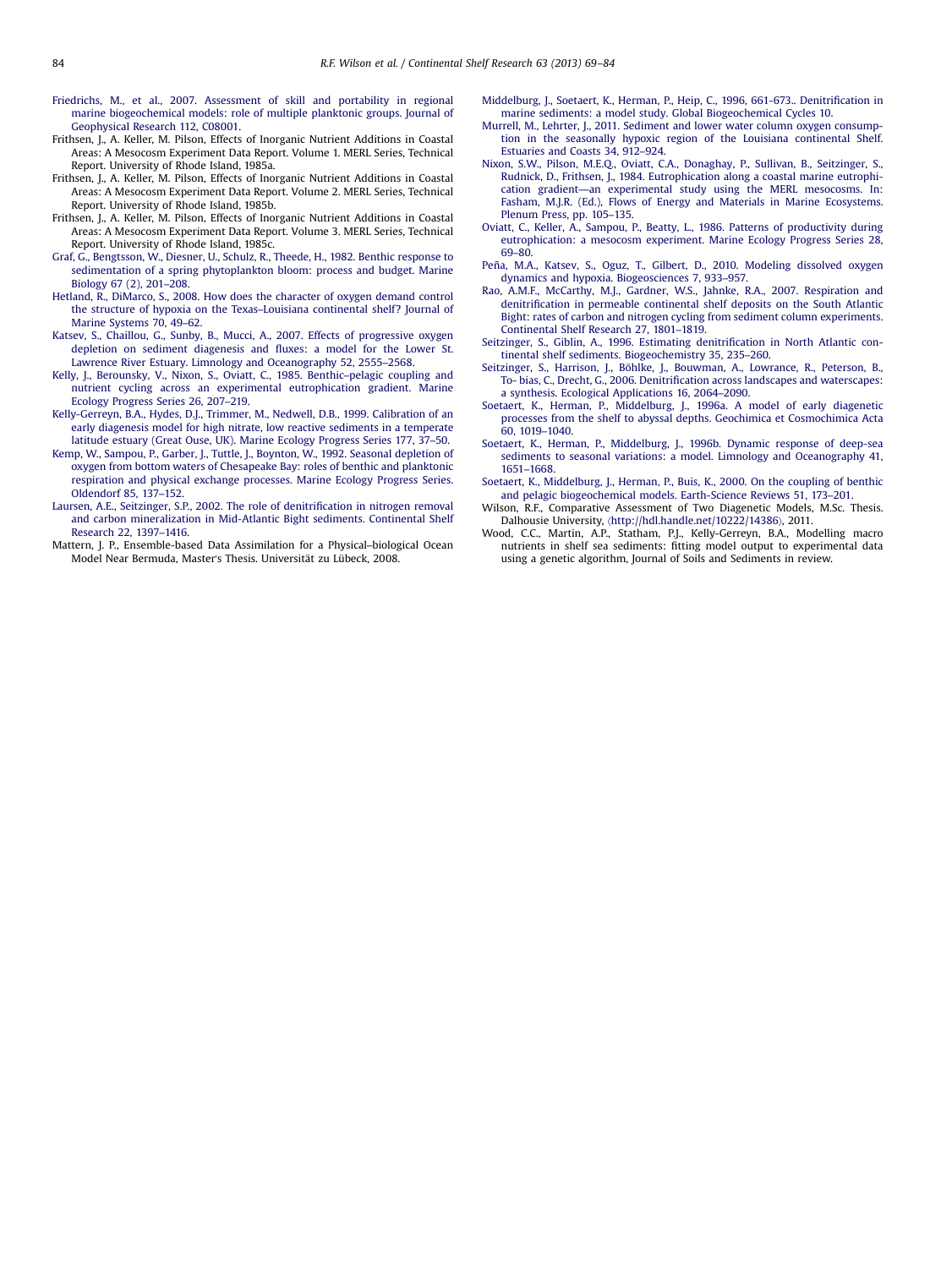Friedrichs, M., et al., 2007. Assessment of skill and portability in regional marine biogeochemical models: role of multiple planktonic groups. Journal of Geophysical Research 112, C08001.

Frithsen, J., A. Keller, M. Pilson, Effects of Inorganic Nutrient Additions in Coastal Areas: A Mesocosm Experiment Data Report. Volume 1. MERL Series, Technical Report. University of Rhode Island, 1985a.

Frithsen, J., A. Keller, M. Pilson, Effects of Inorganic Nutrient Additions in Coastal Areas: A Mesocosm Experiment Data Report. Volume 2. MERL Series, Technical Report. University of Rhode Island, 1985b.

Frithsen, J., A. Keller, M. Pilson, Effects of Inorganic Nutrient Additions in Coastal Areas: A Mesocosm Experiment Data Report. Volume 3. MERL Series, Technical Report. University of Rhode Island, 1985c.

Graf, G., Bengtsson, W., Diesner, U., Schulz, R., Theede, H., 1982. Benthic response to sedimentation of a spring phytoplankton bloom: process and budget. Marine Biology 67 (2), 201–208.

Hetland, R., DiMarco, S., 2008. How does the character of oxygen demand control the structure of hypoxia on the Texas–Louisiana continental shelf? Journal of Marine Systems 70, 49–62.

Katsev, S., Chaillou, G., Sunby, B., Mucci, A., 2007. Effects of progressive oxygen depletion on sediment diagenesis and fluxes: a model for the Lower St. Lawrence River Estuary. Limnology and Oceanography 52, 2555–2568.

Kelly, J., Berounsky, V., Nixon, S., Oviatt, C., 1985. Benthic–pelagic coupling and nutrient cycling across an experimental eutrophication gradient. Marine Ecology Progress Series 26, 207–219.

Kelly-Gerreyn, B.A., Hydes, D.J., Trimmer, M., Nedwell, D.B., 1999. Calibration of an early diagenesis model for high nitrate, low reactive sediments in a temperate latitude estuary (Great Ouse, UK). Marine Ecology Progress Series 177, 37–50.

Kemp, W., Sampou, P., Garber, J., Tuttle, J., Boynton, W., 1992. Seasonal depletion of oxygen from bottom waters of Chesapeake Bay: roles of benthic and planktonic respiration and physical exchange processes. Marine Ecology Progress Series. Oldendorf 85, 137–152.

Laursen, A.E., Seitzinger, S.P., 2002. The role of denitrification in nitrogen removal and carbon mineralization in Mid-Atlantic Bight sediments. Continental Shelf Research 22, 1397–1416.

Mattern, J. P., Ensemble-based Data Assimilation for a Physical–biological Ocean Model Near Bermuda, Master's Thesis. Universität zu Lübeck, 2008.

Middelburg, J., Soetaert, K., Herman, P., Heip, C., 1996, 661-673.. Denitrification in marine sediments: a model study. Global Biogeochemical Cycles 10.

Murrell, M., Lehrter, J., 2011. Sediment and lower water column oxygen consumption in the seasonally hypoxic region of the Louisiana continental Shelf. Estuaries and Coasts 34, 912–924.

Nixon, S.W., Pilson, M.E.Q., Oviatt, C.A., Donaghay, P., Sullivan, B., Seitzinger, S., Rudnick, D., Frithsen, J., 1984. Eutrophication along a coastal marine eutrophication gradient—an experimental study using the MERL mesocosms. In: Fasham, M.J.R. (Ed.), Flows of Energy and Materials in Marine Ecosystems. Plenum Press, pp. 105–135.

Oviatt, C., Keller, A., Sampou, P., Beatty, L., 1986. Patterns of productivity during eutrophication: a mesocosm experiment. Marine Ecology Progress Series 28, 69–80.

Peña, M.A., Katsev, S., Oguz, T., Gilbert, D., 2010. Modeling dissolved oxygen dynamics and hypoxia. Biogeosciences 7, 933–957.

Rao, A.M.F., McCarthy, M.J., Gardner, W.S., Jahnke, R.A., 2007. Respiration and denitrification in permeable continental shelf deposits on the South Atlantic Bight: rates of carbon and nitrogen cycling from sediment column experiments. Continental Shelf Research 27, 1801–1819.

Seitzinger, S., Giblin, A., 1996. Estimating denitrification in North Atlantic continental shelf sediments. Biogeochemistry 35, 235–260.

Seitzinger, S., Harrison, J., Böhlke, J., Bouwman, A., Lowrance, R., Peterson, B., To- bias, C., Drecht, G., 2006. Denitrification across landscapes and waterscapes: a synthesis. Ecological Applications 16, 2064–2090.

Soetaert, K., Herman, P., Middelburg, J., 1996a. A model of early diagenetic processes from the shelf to abyssal depths. Geochimica et Cosmochimica Acta 60, 1019–1040.

Soetaert, K., Herman, P., Middelburg, J., 1996b. Dynamic response of deep-sea sediments to seasonal variations: a model. Limnology and Oceanography 41, 1651–1668.

Soetaert, K., Middelburg, J., Herman, P., Buis, K., 2000. On the coupling of benthic and pelagic biogeochemical models. Earth-Science Reviews 51, 173–201.

Wilson, R.F., Comparative Assessment of Two Diagenetic Models, M.Sc. Thesis. Dalhousie University, ⟨http://hdl.handle.net/10222/14386⟩, 2011.

Wood, C.C., Martin, A.P., Statham, P.J., Kelly-Gerreyn, B.A., Modelling macro nutrients in shelf sea sediments: fitting model output to experimental data using a genetic algorithm, Journal of Soils and Sediments in review.